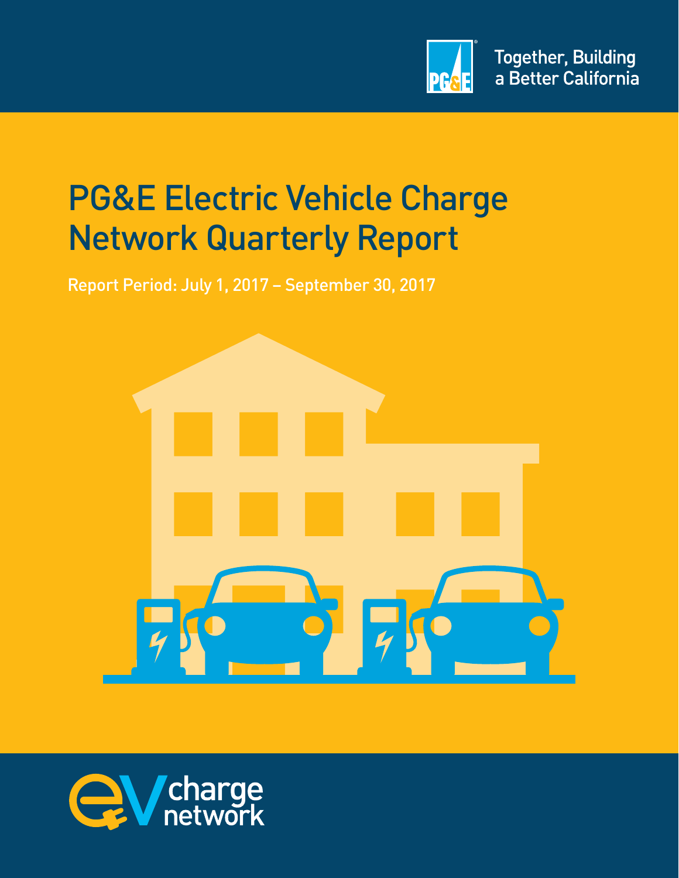Together, Building a Better California

# PG&E Electric Vehicle Charge Network Quarterly Report

Report Period: July 1, 2017 – September 30, 2017

eV charge network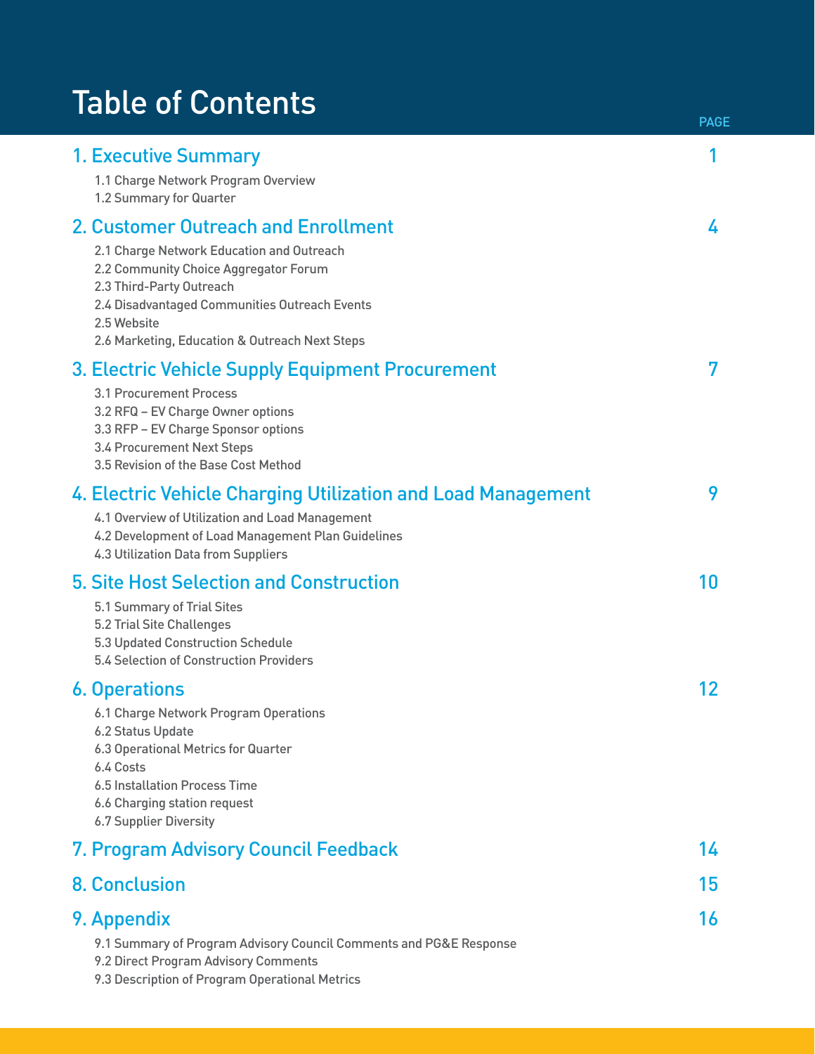# Table of Contents

PAGE

## 1. Executive Summary 1

- 1.1 Charge Network Program Overview
- 1.2 Summary for Quarter

## 2. Customer Outreach and Enrollment 4

- 2.1 Charge Network Education and Outreach
- 2.2 Community Choice Aggregator Forum
- 2.3 Third-Party Outreach
- 2.4 Disadvantaged Communities Outreach Events
- 2.5 Website
- 2.6 Marketing, Education & Outreach Next Steps

## 3. Electric Vehicle Supply Equipment Procurement 7

- 3.1 Procurement Process
- 3.2 RFQ – EV Charge Owner options
- 3.3 RFP – EV Charge Sponsor options
- 3.4 Procurement Next Steps
- 3.5 Revision of the Base Cost Method

## 4. Electric Vehicle Charging Utilization and Load Management 9

- 4.1 Overview of Utilization and Load Management
- 4.2 Development of Load Management Plan Guidelines
- 4.3 Utilization Data from Suppliers

## 5. Site Host Selection and Construction 10

- 5.1 Summary of Trial Sites
- 5.2 Trial Site Challenges
- 5.3 Updated Construction Schedule
- 5.4 Selection of Construction Providers

## 6. Operations 12

- 6.1 Charge Network Program Operations
- 6.2 Status Update
- 6.3 Operational Metrics for Quarter
- 6.4 Costs
- 6.5 Installation Process Time
- 6.6 Charging station request
- 6.7 Supplier Diversity

## 7. Program Advisory Council Feedback 14

## 8. Conclusion 15

## 9. Appendix 16

- 9.1 Summary of Program Advisory Council Comments and PG&E Response
- 9.2 Direct Program Advisory Comments
- 9.3 Description of Program Operational Metrics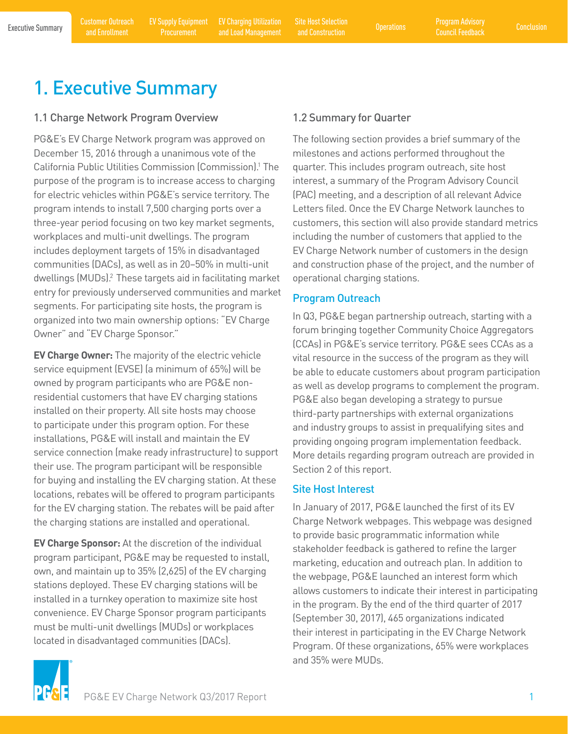# 1. Executive Summary

## 1.1 Charge Network Program Overview

PG&E's EV Charge Network program was approved on December 15, 2016 through a unanimous vote of the California Public Utilities Commission (Commission).[1] The purpose of the program is to increase access to charging for electric vehicles within PG&E's service territory. The program intends to install 7,500 charging ports over a three-year period focusing on two key market segments, workplaces and multi-unit dwellings. The program includes deployment targets of 15% in disadvantaged communities (DACs), as well as in 20–50% in multi-unit dwellings (MUDs).[2] These targets aid in facilitating market entry for previously underserved communities and market segments. For participating site hosts, the program is organized into two main ownership options: "EV Charge Owner" and "EV Charge Sponsor."

**EV Charge Owner:** The majority of the electric vehicle service equipment (EVSE) (a minimum of 65%) will be owned by program participants who are PG&E non-residential customers that have EV charging stations installed on their property. All site hosts may choose to participate under this program option. For these installations, PG&E will install and maintain the EV service connection (make ready infrastructure) to support their use. The program participant will be responsible for buying and installing the EV charging station. At these locations, rebates will be offered to program participants for the EV charging station. The rebates will be paid after the charging stations are installed and operational.

**EV Charge Sponsor:** At the discretion of the individual program participant, PG&E may be requested to install, own, and maintain up to 35% (2,625) of the EV charging stations deployed. These EV charging stations will be installed in a turnkey operation to maximize site host convenience. EV Charge Sponsor program participants must be multi-unit dwellings (MUDs) or workplaces located in disadvantaged communities (DACs).

## 1.2 Summary for Quarter

The following section provides a brief summary of the milestones and actions performed throughout the quarter. This includes program outreach, site host interest, a summary of the Program Advisory Council (PAC) meeting, and a description of all relevant Advice Letters filed. Once the EV Charge Network launches to customers, this section will also provide standard metrics including the number of customers that applied to the EV Charge Network number of customers in the design and construction phase of the project, and the number of operational charging stations.

### Program Outreach

In Q3, PG&E began partnership outreach, starting with a forum bringing together Community Choice Aggregators (CCAs) in PG&E's service territory. PG&E sees CCAs as a vital resource in the success of the program as they will be able to educate customers about program participation as well as develop programs to complement the program. PG&E also began developing a strategy to pursue third-party partnerships with external organizations and industry groups to assist in prequalifying sites and providing ongoing program implementation feedback. More details regarding program outreach are provided in Section 2 of this report.

### Site Host Interest

In January of 2017, PG&E launched the first of its EV Charge Network webpages. This webpage was designed to provide basic programmatic information while stakeholder feedback is gathered to refine the larger marketing, education and outreach plan. In addition to the webpage, PG&E launched an interest form which allows customers to indicate their interest in participating in the program. By the end of the third quarter of 2017 (September 30, 2017), 465 organizations indicated their interest in participating in the EV Charge Network Program. Of these organizations, 65% were workplaces and 35% were MUDs.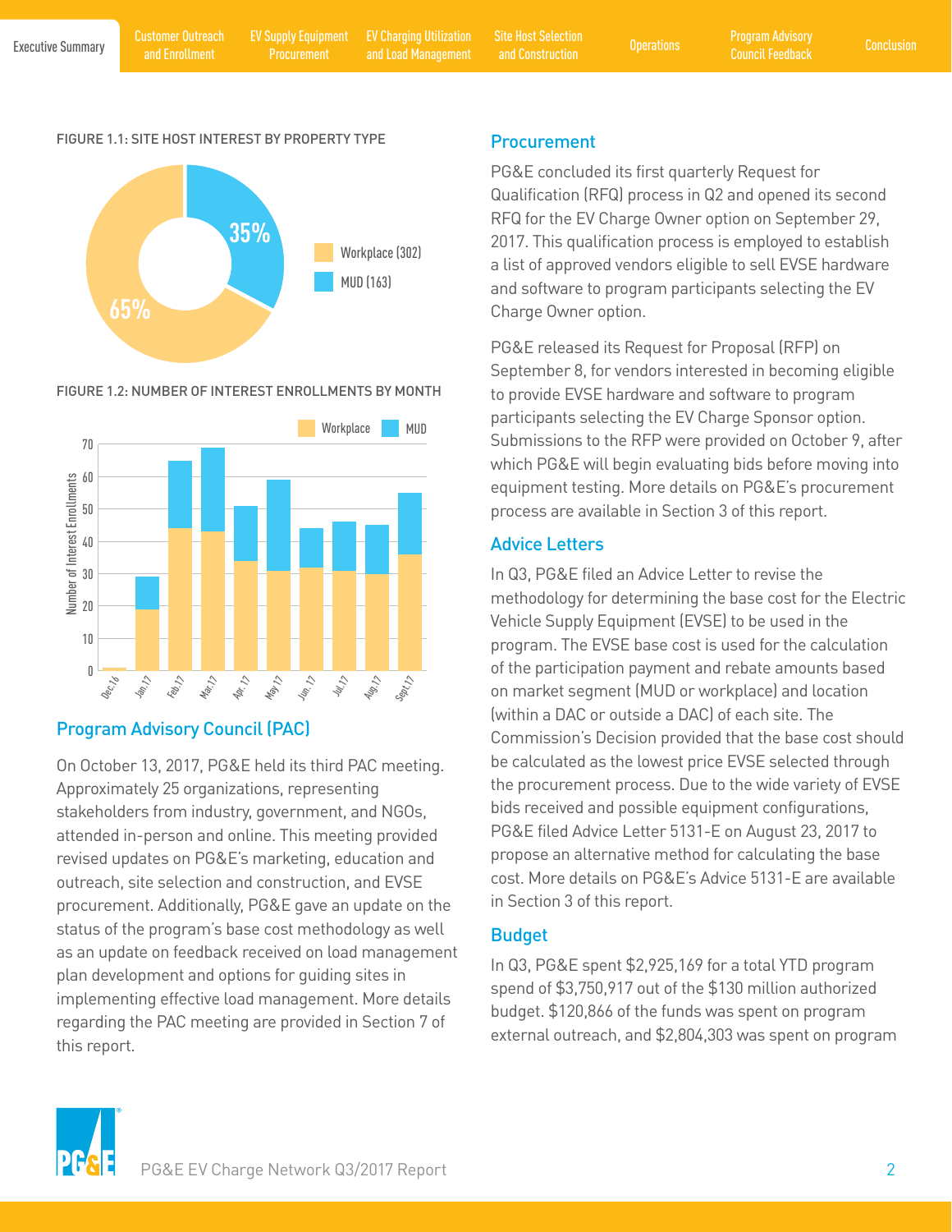FIGURE 1.1: SITE HOST INTEREST BY PROPERTY TYPE

FIGURE 1.2: NUMBER OF INTEREST ENROLLMENTS BY MONTH

## Program Advisory Council (PAC)

On October 13, 2017, PG&E held its third PAC meeting. Approximately 25 organizations, representing stakeholders from industry, government, and NGOs, attended in-person and online. This meeting provided revised updates on PG&E's marketing, education and outreach, site selection and construction, and EVSE procurement. Additionally, PG&E gave an update on the status of the program's base cost methodology as well as an update on feedback received on load management plan development and options for guiding sites in implementing effective load management. More details regarding the PAC meeting are provided in Section 7 of this report.

## Procurement

PG&E concluded its first quarterly Request for Qualification (RFQ) process in Q2 and opened its second RFQ for the EV Charge Owner option on September 29, 2017. This qualification process is employed to establish a list of approved vendors eligible to sell EVSE hardware and software to program participants selecting the EV Charge Owner option.

PG&E released its Request for Proposal (RFP) on September 8, for vendors interested in becoming eligible to provide EVSE hardware and software to program participants selecting the EV Charge Sponsor option. Submissions to the RFP were provided on October 9, after which PG&E will begin evaluating bids before moving into equipment testing. More details on PG&E's procurement process are available in Section 3 of this report.

## Advice Letters

In Q3, PG&E filed an Advice Letter to revise the methodology for determining the base cost for the Electric Vehicle Supply Equipment (EVSE) to be used in the program. The EVSE base cost is used for the calculation of the participation payment and rebate amounts based on market segment (MUD or workplace) and location (within a DAC or outside a DAC) of each site. The Commission's Decision provided that the base cost should be calculated as the lowest price EVSE selected through the procurement process. Due to the wide variety of EVSE bids received and possible equipment configurations, PG&E filed Advice Letter 5131-E on August 23, 2017 to propose an alternative method for calculating the base cost. More details on PG&E's Advice 5131-E are available in Section 3 of this report.

## Budget

In Q3, PG&E spent $2,925,169 for a total YTD program spend of $3,750,917 out of the $130 million authorized budget. $120,866 of the funds was spent on program external outreach, and $2,804,303 was spent on program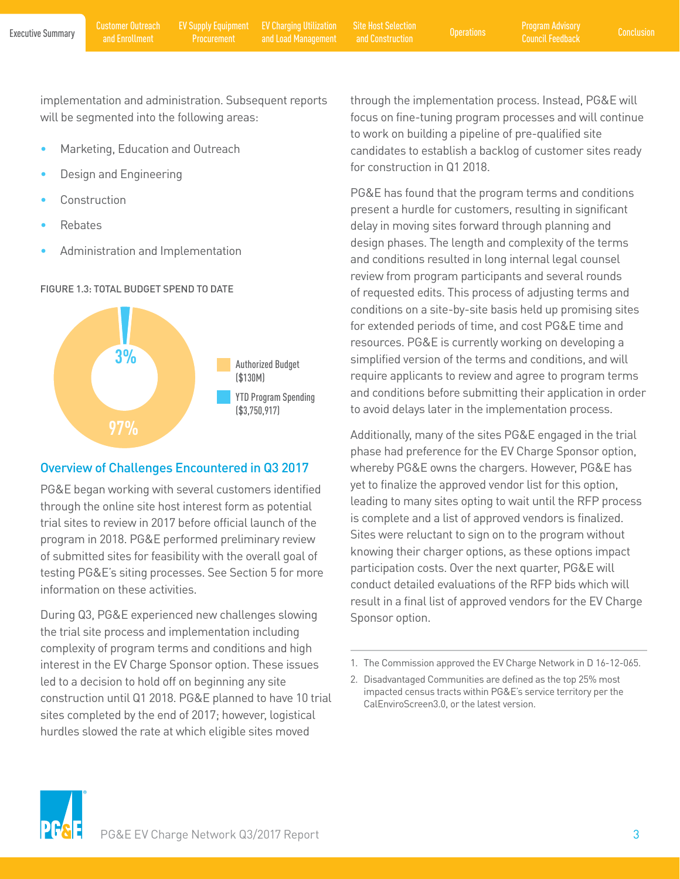implementation and administration. Subsequent reports will be segmented into the following areas:

- Marketing, Education and Outreach
- Design and Engineering
- Construction
- Rebates
- Administration and Implementation

FIGURE 1.3: TOTAL BUDGET SPEND TO DATE

3%

97%

Authorized Budget ($130M)

YTD Program Spending ($3,750,917)

## Overview of Challenges Encountered in Q3 2017

PG&E began working with several customers identified through the online site host interest form as potential trial sites to review in 2017 before official launch of the program in 2018. PG&E performed preliminary review of submitted sites for feasibility with the overall goal of testing PG&E's siting processes. See Section 5 for more information on these activities.

During Q3, PG&E experienced new challenges slowing the trial site process and implementation including complexity of program terms and conditions and high interest in the EV Charge Sponsor option. These issues led to a decision to hold off on beginning any site construction until Q1 2018. PG&E planned to have 10 trial sites completed by the end of 2017; however, logistical hurdles slowed the rate at which eligible sites moved through the implementation process. Instead, PG&E will focus on fine-tuning program processes and will continue to work on building a pipeline of pre-qualified site candidates to establish a backlog of customer sites ready for construction in Q1 2018.

PG&E has found that the program terms and conditions present a hurdle for customers, resulting in significant delay in moving sites forward through planning and design phases. The length and complexity of the terms and conditions resulted in long internal legal counsel review from program participants and several rounds of requested edits. This process of adjusting terms and conditions on a site-by-site basis held up promising sites for extended periods of time, and cost PG&E time and resources. PG&E is currently working on developing a simplified version of the terms and conditions, and will require applicants to review and agree to program terms and conditions before submitting their application in order to avoid delays later in the implementation process.

Additionally, many of the sites PG&E engaged in the trial phase had preference for the EV Charge Sponsor option, whereby PG&E owns the chargers. However, PG&E has yet to finalize the approved vendor list for this option, leading to many sites opting to wait until the RFP process is complete and a list of approved vendors is finalized. Sites were reluctant to sign on to the program without knowing their charger options, as these options impact participation costs. Over the next quarter, PG&E will conduct detailed evaluations of the RFP bids which will result in a final list of approved vendors for the EV Charge Sponsor option.

---

1. The Commission approved the EV Charge Network in D 16-12-065.
2. Disadvantaged Communities are defined as the top 25% most impacted census tracts within PG&E's service territory per the CalEnviroScreen3.0, or the latest version.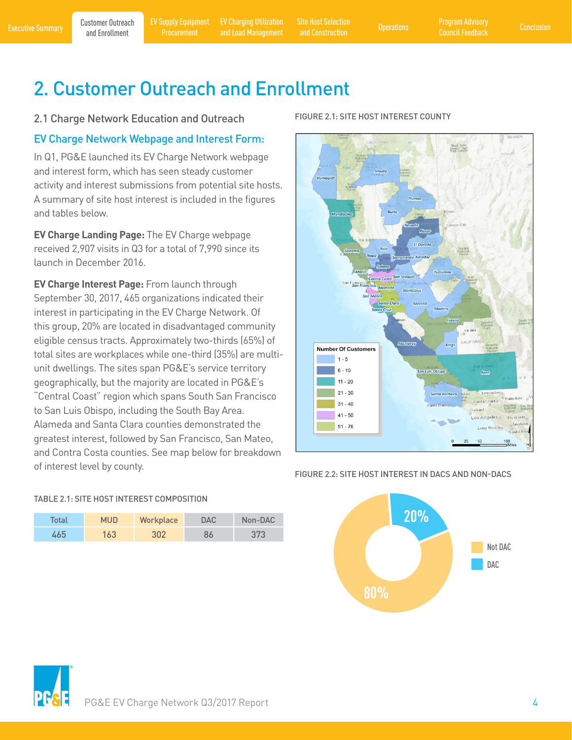# 2. Customer Outreach and Enrollment

## 2.1 Charge Network Education and Outreach

### EV Charge Network Webpage and Interest Form:

In Q1, PG&E launched its EV Charge Network webpage and interest form, which has seen steady customer activity and interest submissions from potential site hosts. A summary of site host interest is included in the figures and tables below.

**EV Charge Landing Page:** The EV Charge webpage received 2,907 visits in Q3 for a total of 7,990 since its launch in December 2016.

**EV Charge Interest Page:** From launch through September 30, 2017, 465 organizations indicated their interest in participating in the EV Charge Network. Of this group, 20% are located in disadvantaged community eligible census tracts. Approximately two-thirds (65%) of total sites are workplaces while one-third (35%) are multi-unit dwellings. The sites span PG&E's service territory geographically, but the majority are located in PG&E's "Central Coast" region which spans South San Francisco to San Luis Obispo, including the South Bay Area. Alameda and Santa Clara counties demonstrated the greatest interest, followed by San Francisco, San Mateo, and Contra Costa counties. See map below for breakdown of interest level by county.

TABLE 2.1: SITE HOST INTEREST COMPOSITION

| Total | MUD | Workplace | DAC | Non-DAC |
|---|---|---|---|---|
| 465 | 163 | 302 | 86 | 373 |

FIGURE 2.1: SITE HOST INTEREST COUNTY

FIGURE 2.2: SITE HOST INTEREST IN DACS AND NON-DACS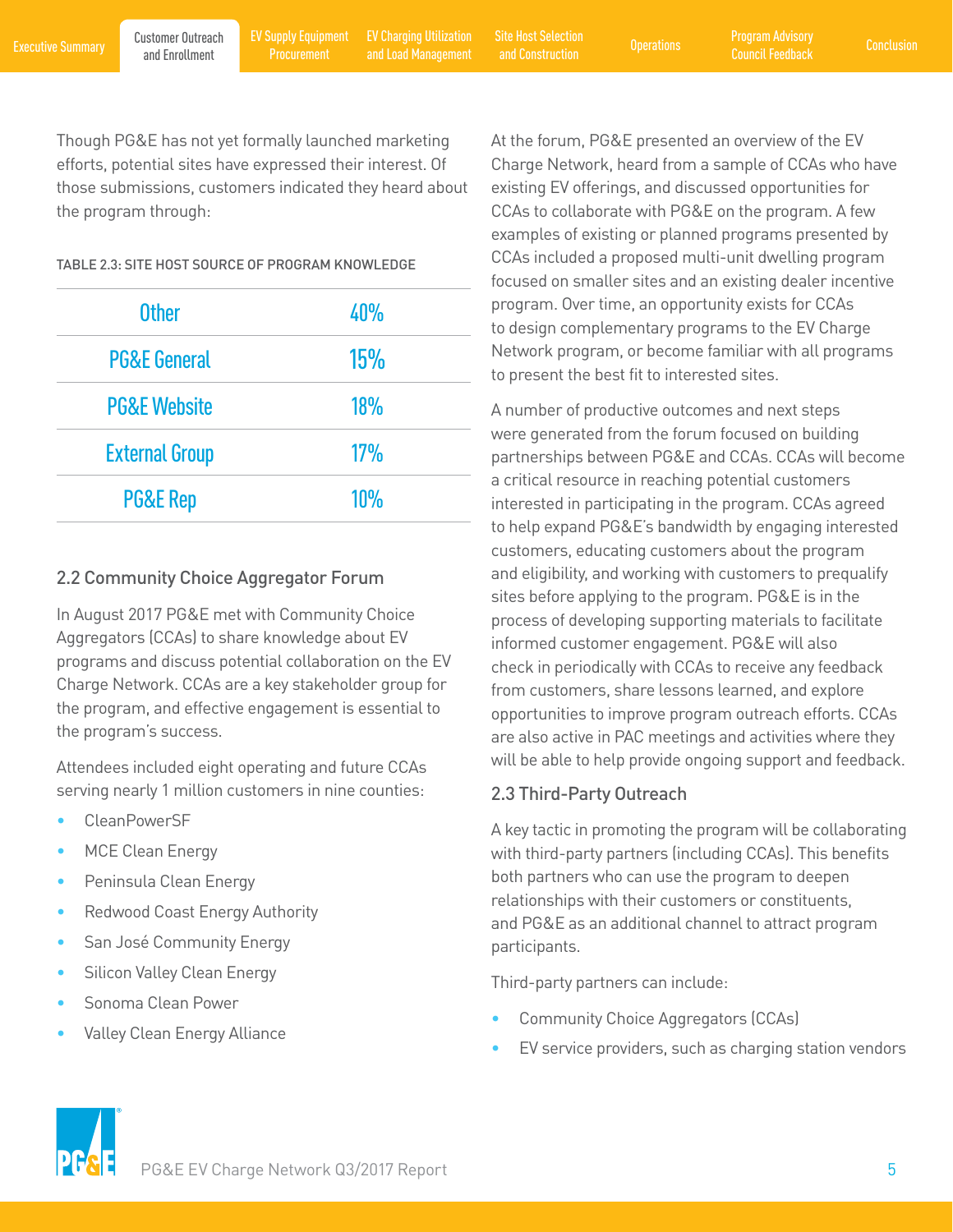Though PG&E has not yet formally launched marketing efforts, potential sites have expressed their interest. Of those submissions, customers indicated they heard about the program through:

TABLE 2.3: SITE HOST SOURCE OF PROGRAM KNOWLEDGE

| Source | Percentage |
| --- | --- |
| Other | 40% |
| PG&E General | 15% |
| PG&E Website | 18% |
| External Group | 17% |
| PG&E Rep | 10% |

## 2.2 Community Choice Aggregator Forum

In August 2017 PG&E met with Community Choice Aggregators (CCAs) to share knowledge about EV programs and discuss potential collaboration on the EV Charge Network. CCAs are a key stakeholder group for the program, and effective engagement is essential to the program's success.

Attendees included eight operating and future CCAs serving nearly 1 million customers in nine counties:

- CleanPowerSF
- MCE Clean Energy
- Peninsula Clean Energy
- Redwood Coast Energy Authority
- San José Community Energy
- Silicon Valley Clean Energy
- Sonoma Clean Power
- Valley Clean Energy Alliance

At the forum, PG&E presented an overview of the EV Charge Network, heard from a sample of CCAs who have existing EV offerings, and discussed opportunities for CCAs to collaborate with PG&E on the program. A few examples of existing or planned programs presented by CCAs included a proposed multi-unit dwelling program focused on smaller sites and an existing dealer incentive program. Over time, an opportunity exists for CCAs to design complementary programs to the EV Charge Network program, or become familiar with all programs to present the best fit to interested sites.

A number of productive outcomes and next steps were generated from the forum focused on building partnerships between PG&E and CCAs. CCAs will become a critical resource in reaching potential customers interested in participating in the program. CCAs agreed to help expand PG&E's bandwidth by engaging interested customers, educating customers about the program and eligibility, and working with customers to prequalify sites before applying to the program. PG&E is in the process of developing supporting materials to facilitate informed customer engagement. PG&E will also check in periodically with CCAs to receive any feedback from customers, share lessons learned, and explore opportunities to improve program outreach efforts. CCAs are also active in PAC meetings and activities where they will be able to help provide ongoing support and feedback.

## 2.3 Third-Party Outreach

A key tactic in promoting the program will be collaborating with third-party partners (including CCAs). This benefits both partners who can use the program to deepen relationships with their customers or constituents, and PG&E as an additional channel to attract program participants.

Third-party partners can include:

- Community Choice Aggregators (CCAs)
- EV service providers, such as charging station vendors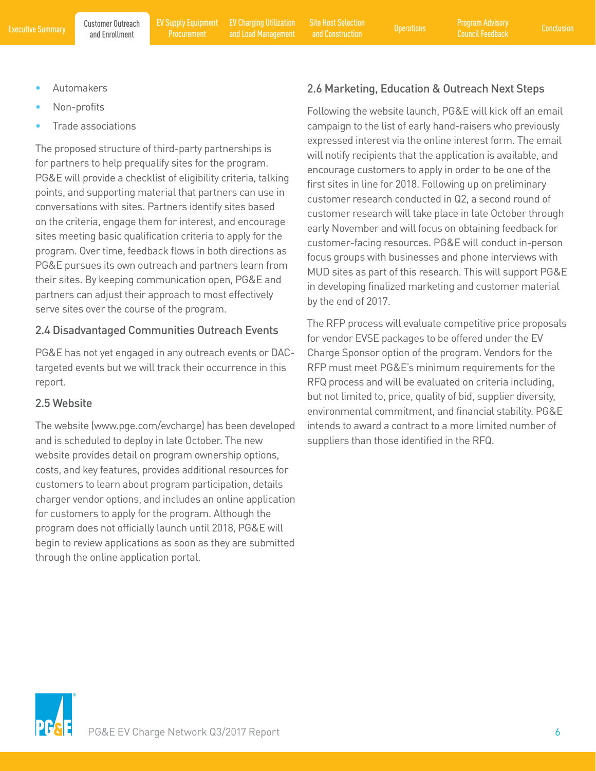- Automakers
- Non-profits
- Trade associations

The proposed structure of third-party partnerships is for partners to help prequalify sites for the program. PG&E will provide a checklist of eligibility criteria, talking points, and supporting material that partners can use in conversations with sites. Partners identify sites based on the criteria, engage them for interest, and encourage sites meeting basic qualification criteria to apply for the program. Over time, feedback flows in both directions as PG&E pursues its own outreach and partners learn from their sites. By keeping communication open, PG&E and partners can adjust their approach to most effectively serve sites over the course of the program.

## 2.4 Disadvantaged Communities Outreach Events

PG&E has not yet engaged in any outreach events or DAC-targeted events but we will track their occurrence in this report.

## 2.5 Website

The website (www.pge.com/evcharge) has been developed and is scheduled to deploy in late October. The new website provides detail on program ownership options, costs, and key features, provides additional resources for customers to learn about program participation, details charger vendor options, and includes an online application for customers to apply for the program. Although the program does not officially launch until 2018, PG&E will begin to review applications as soon as they are submitted through the online application portal.

## 2.6 Marketing, Education & Outreach Next Steps

Following the website launch, PG&E will kick off an email campaign to the list of early hand-raisers who previously expressed interest via the online interest form. The email will notify recipients that the application is available, and encourage customers to apply in order to be one of the first sites in line for 2018. Following up on preliminary customer research conducted in Q2, a second round of customer research will take place in late October through early November and will focus on obtaining feedback for customer-facing resources. PG&E will conduct in-person focus groups with businesses and phone interviews with MUD sites as part of this research. This will support PG&E in developing finalized marketing and customer material by the end of 2017.

The RFP process will evaluate competitive price proposals for vendor EVSE packages to be offered under the EV Charge Sponsor option of the program. Vendors for the RFP must meet PG&E's minimum requirements for the RFQ process and will be evaluated on criteria including, but not limited to, price, quality of bid, supplier diversity, environmental commitment, and financial stability. PG&E intends to award a contract to a more limited number of suppliers than those identified in the RFQ.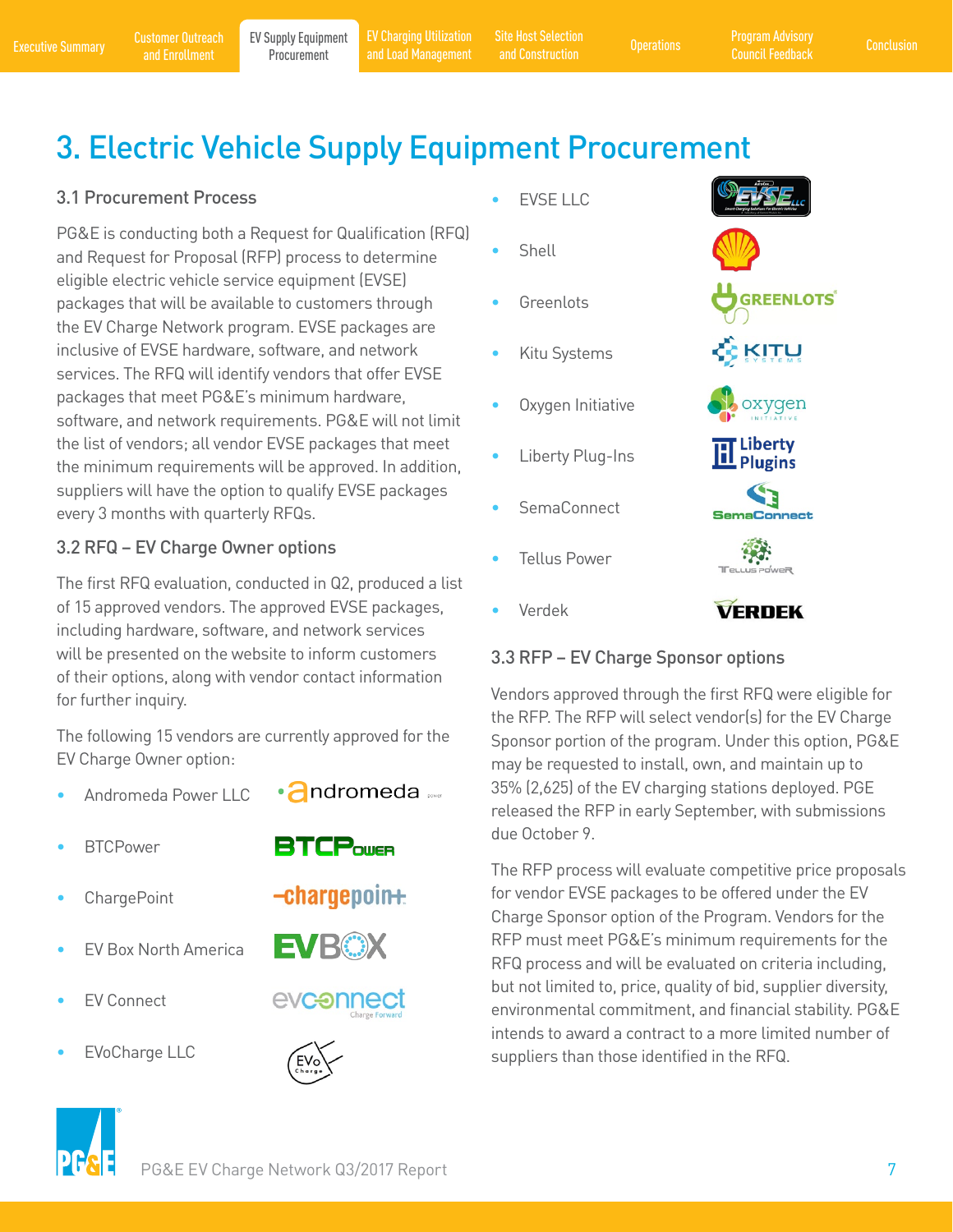# 3. Electric Vehicle Supply Equipment Procurement

## 3.1 Procurement Process

PG&E is conducting both a Request for Qualification (RFQ) and Request for Proposal (RFP) process to determine eligible electric vehicle service equipment (EVSE) packages that will be available to customers through the EV Charge Network program. EVSE packages are inclusive of EVSE hardware, software, and network services. The RFQ will identify vendors that offer EVSE packages that meet PG&E's minimum hardware, software, and network requirements. PG&E will not limit the list of vendors; all vendor EVSE packages that meet the minimum requirements will be approved. In addition, suppliers will have the option to qualify EVSE packages every 3 months with quarterly RFQs.

## 3.2 RFQ – EV Charge Owner options

The first RFQ evaluation, conducted in Q2, produced a list of 15 approved vendors. The approved EVSE packages, including hardware, software, and network services will be presented on the website to inform customers of their options, along with vendor contact information for further inquiry.

The following 15 vendors are currently approved for the EV Charge Owner option:

- Andromeda Power LLC
- BTCPower
- ChargePoint
- EV Box North America
- EV Connect
- EVoCharge LLC
- EVSE LLC
- Shell
- Greenlots
- Kitu Systems
- Oxygen Initiative
- Liberty Plug-Ins
- SemaConnect
- Tellus Power
- Verdek

## 3.3 RFP – EV Charge Sponsor options

Vendors approved through the first RFQ were eligible for the RFP. The RFP will select vendor(s) for the EV Charge Sponsor portion of the program. Under this option, PG&E may be requested to install, own, and maintain up to 35% (2,625) of the EV charging stations deployed. PGE released the RFP in early September, with submissions due October 9.

The RFP process will evaluate competitive price proposals for vendor EVSE packages to be offered under the EV Charge Sponsor option of the Program. Vendors for the RFP must meet PG&E's minimum requirements for the RFQ process and will be evaluated on criteria including, but not limited to, price, quality of bid, supplier diversity, environmental commitment, and financial stability. PG&E intends to award a contract to a more limited number of suppliers than those identified in the RFQ.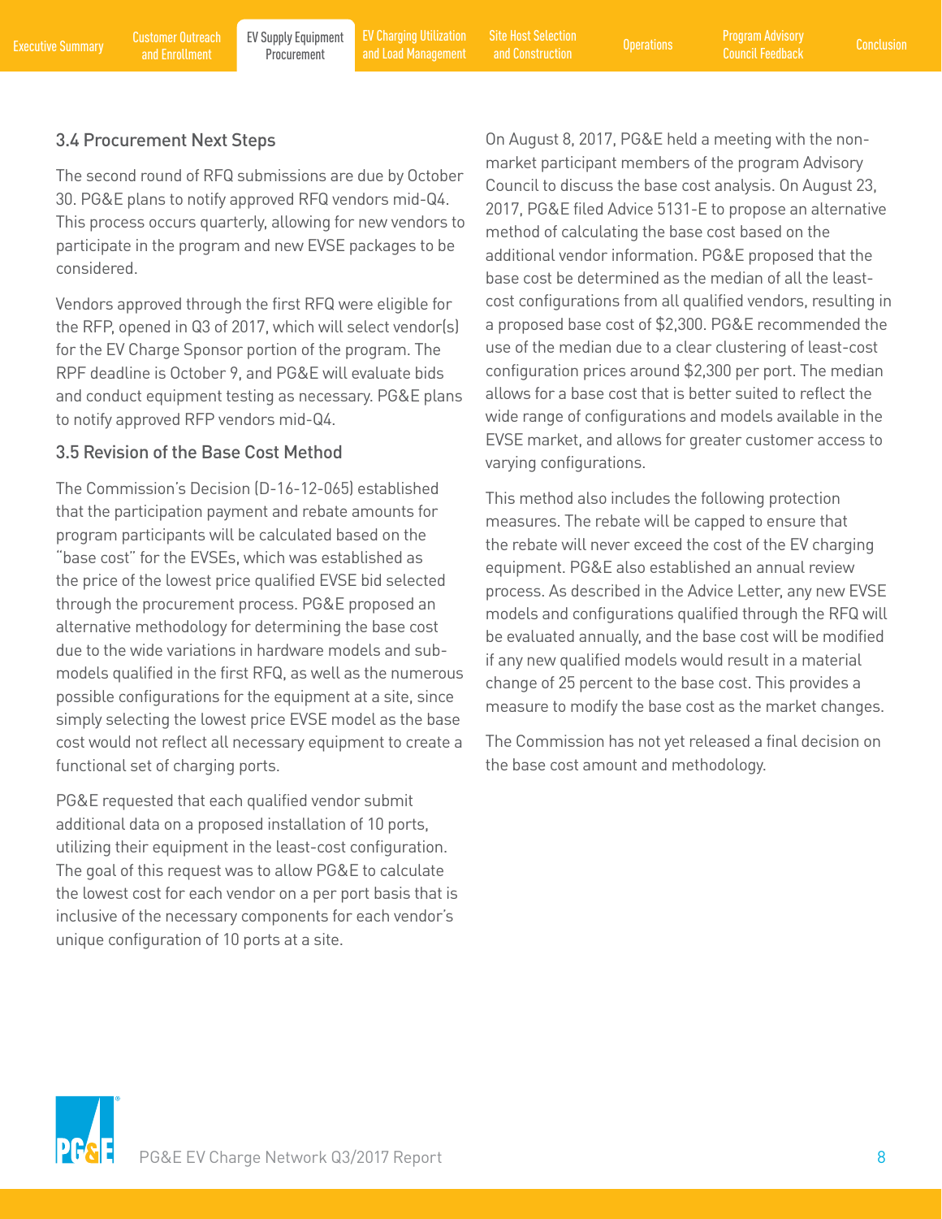### 3.4 Procurement Next Steps

The second round of RFQ submissions are due by October 30. PG&E plans to notify approved RFQ vendors mid-Q4. This process occurs quarterly, allowing for new vendors to participate in the program and new EVSE packages to be considered.

Vendors approved through the first RFQ were eligible for the RFP, opened in Q3 of 2017, which will select vendor(s) for the EV Charge Sponsor portion of the program. The RPF deadline is October 9, and PG&E will evaluate bids and conduct equipment testing as necessary. PG&E plans to notify approved RFP vendors mid-Q4.

### 3.5 Revision of the Base Cost Method

The Commission's Decision (D-16-12-065) established that the participation payment and rebate amounts for program participants will be calculated based on the "base cost" for the EVSEs, which was established as the price of the lowest price qualified EVSE bid selected through the procurement process. PG&E proposed an alternative methodology for determining the base cost due to the wide variations in hardware models and sub-models qualified in the first RFQ, as well as the numerous possible configurations for the equipment at a site, since simply selecting the lowest price EVSE model as the base cost would not reflect all necessary equipment to create a functional set of charging ports.

PG&E requested that each qualified vendor submit additional data on a proposed installation of 10 ports, utilizing their equipment in the least-cost configuration. The goal of this request was to allow PG&E to calculate the lowest cost for each vendor on a per port basis that is inclusive of the necessary components for each vendor's unique configuration of 10 ports at a site.

On August 8, 2017, PG&E held a meeting with the non-market participant members of the program Advisory Council to discuss the base cost analysis. On August 23, 2017, PG&E filed Advice 5131-E to propose an alternative method of calculating the base cost based on the additional vendor information. PG&E proposed that the base cost be determined as the median of all the least-cost configurations from all qualified vendors, resulting in a proposed base cost of $2,300. PG&E recommended the use of the median due to a clear clustering of least-cost configuration prices around $2,300 per port. The median allows for a base cost that is better suited to reflect the wide range of configurations and models available in the EVSE market, and allows for greater customer access to varying configurations.

This method also includes the following protection measures. The rebate will be capped to ensure that the rebate will never exceed the cost of the EV charging equipment. PG&E also established an annual review process. As described in the Advice Letter, any new EVSE models and configurations qualified through the RFQ will be evaluated annually, and the base cost will be modified if any new qualified models would result in a material change of 25 percent to the base cost. This provides a measure to modify the base cost as the market changes.

The Commission has not yet released a final decision on the base cost amount and methodology.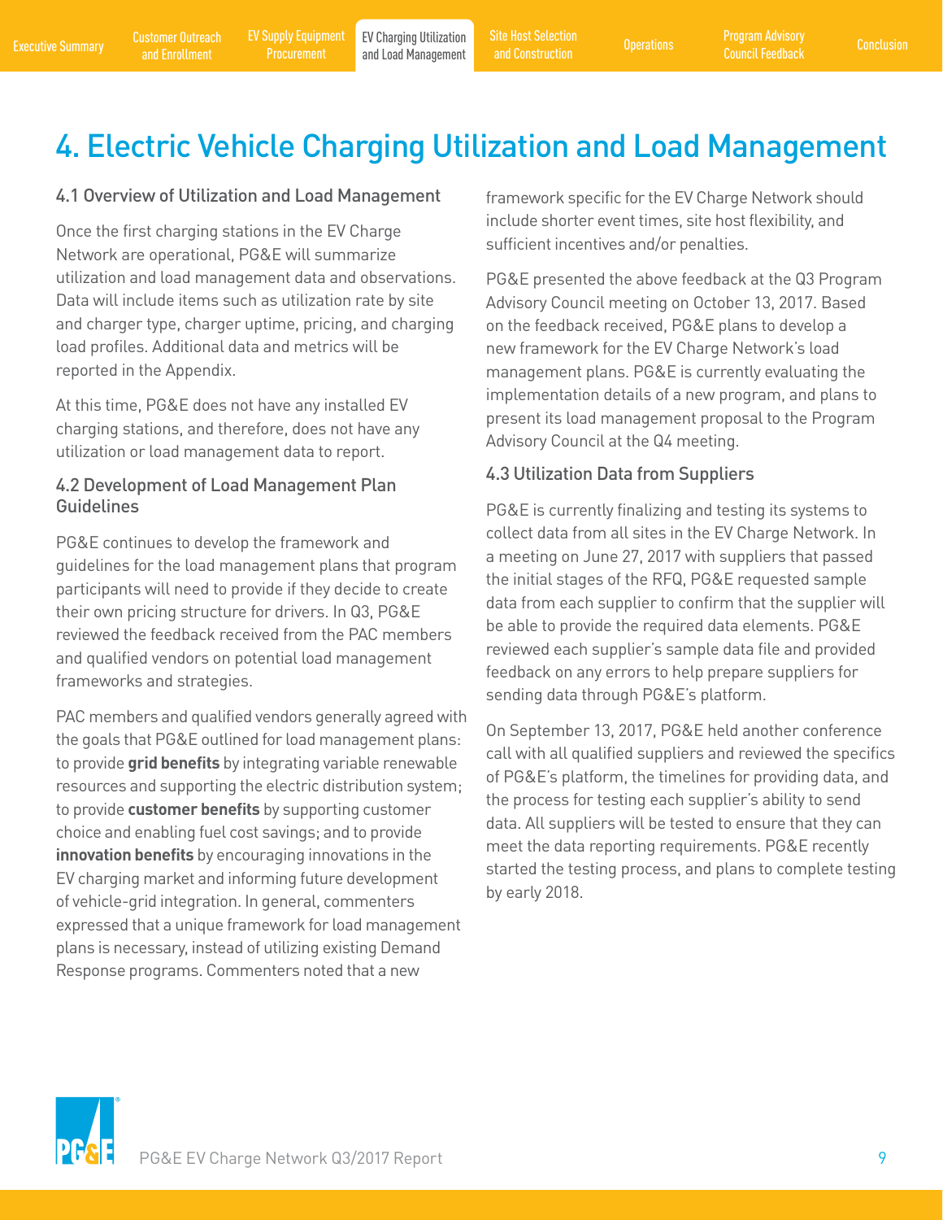# 4. Electric Vehicle Charging Utilization and Load Management

## 4.1 Overview of Utilization and Load Management

Once the first charging stations in the EV Charge Network are operational, PG&E will summarize utilization and load management data and observations. Data will include items such as utilization rate by site and charger type, charger uptime, pricing, and charging load profiles. Additional data and metrics will be reported in the Appendix.

At this time, PG&E does not have any installed EV charging stations, and therefore, does not have any utilization or load management data to report.

## 4.2 Development of Load Management Plan Guidelines

PG&E continues to develop the framework and guidelines for the load management plans that program participants will need to provide if they decide to create their own pricing structure for drivers. In Q3, PG&E reviewed the feedback received from the PAC members and qualified vendors on potential load management frameworks and strategies.

PAC members and qualified vendors generally agreed with the goals that PG&E outlined for load management plans: to provide **grid benefits** by integrating variable renewable resources and supporting the electric distribution system; to provide **customer benefits** by supporting customer choice and enabling fuel cost savings; and to provide **innovation benefits** by encouraging innovations in the EV charging market and informing future development of vehicle-grid integration. In general, commenters expressed that a unique framework for load management plans is necessary, instead of utilizing existing Demand Response programs. Commenters noted that a new framework specific for the EV Charge Network should include shorter event times, site host flexibility, and sufficient incentives and/or penalties.

PG&E presented the above feedback at the Q3 Program Advisory Council meeting on October 13, 2017. Based on the feedback received, PG&E plans to develop a new framework for the EV Charge Network's load management plans. PG&E is currently evaluating the implementation details of a new program, and plans to present its load management proposal to the Program Advisory Council at the Q4 meeting.

## 4.3 Utilization Data from Suppliers

PG&E is currently finalizing and testing its systems to collect data from all sites in the EV Charge Network. In a meeting on June 27, 2017 with suppliers that passed the initial stages of the RFQ, PG&E requested sample data from each supplier to confirm that the supplier will be able to provide the required data elements. PG&E reviewed each supplier's sample data file and provided feedback on any errors to help prepare suppliers for sending data through PG&E's platform.

On September 13, 2017, PG&E held another conference call with all qualified suppliers and reviewed the specifics of PG&E's platform, the timelines for providing data, and the process for testing each supplier's ability to send data. All suppliers will be tested to ensure that they can meet the data reporting requirements. PG&E recently started the testing process, and plans to complete testing by early 2018.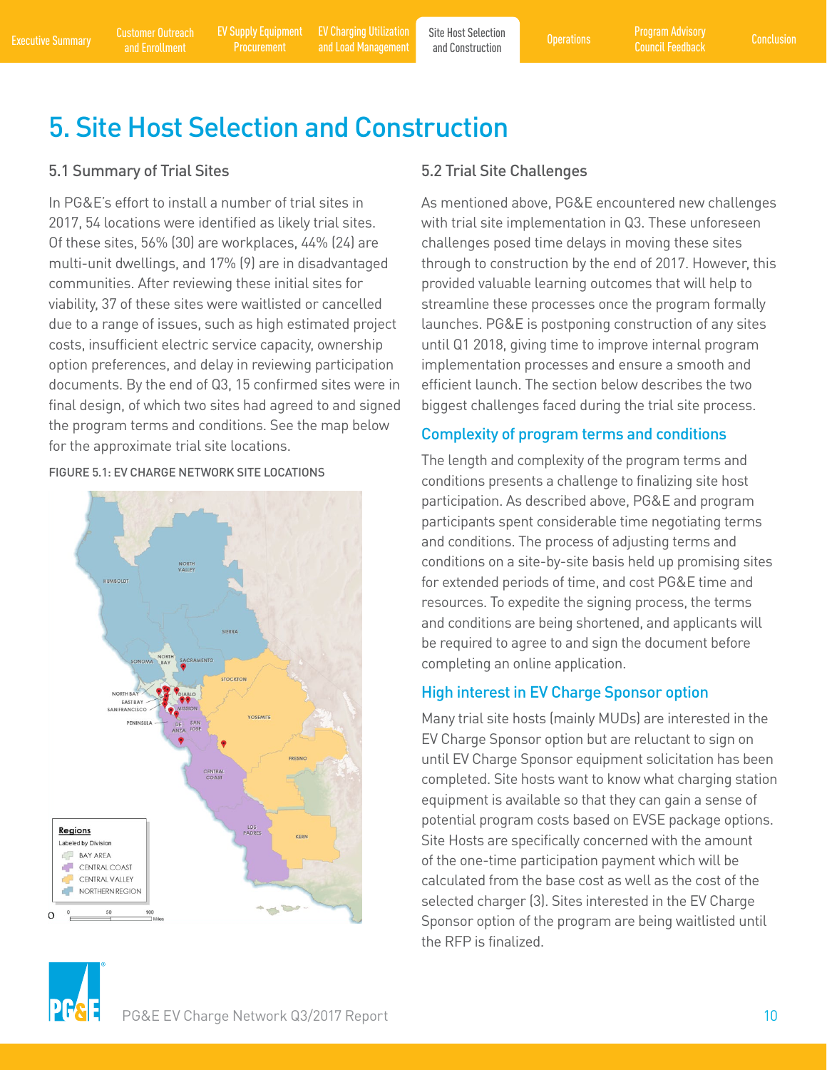# 5. Site Host Selection and Construction

## 5.1 Summary of Trial Sites

In PG&E's effort to install a number of trial sites in 2017, 54 locations were identified as likely trial sites. Of these sites, 56% (30) are workplaces, 44% (24) are multi-unit dwellings, and 17% (9) are in disadvantaged communities. After reviewing these initial sites for viability, 37 of these sites were waitlisted or cancelled due to a range of issues, such as high estimated project costs, insufficient electric service capacity, ownership option preferences, and delay in reviewing participation documents. By the end of Q3, 15 confirmed sites were in final design, of which two sites had agreed to and signed the program terms and conditions. See the map below for the approximate trial site locations.

FIGURE 5.1: EV CHARGE NETWORK SITE LOCATIONS

## 5.2 Trial Site Challenges

As mentioned above, PG&E encountered new challenges with trial site implementation in Q3. These unforeseen challenges posed time delays in moving these sites through to construction by the end of 2017. However, this provided valuable learning outcomes that will help to streamline these processes once the program formally launches. PG&E is postponing construction of any sites until Q1 2018, giving time to improve internal program implementation processes and ensure a smooth and efficient launch. The section below describes the two biggest challenges faced during the trial site process.

### Complexity of program terms and conditions

The length and complexity of the program terms and conditions presents a challenge to finalizing site host participation. As described above, PG&E and program participants spent considerable time negotiating terms and conditions. The process of adjusting terms and conditions on a site-by-site basis held up promising sites for extended periods of time, and cost PG&E time and resources. To expedite the signing process, the terms and conditions are being shortened, and applicants will be required to agree to and sign the document before completing an online application.

### High interest in EV Charge Sponsor option

Many trial site hosts (mainly MUDs) are interested in the EV Charge Sponsor option but are reluctant to sign on until EV Charge Sponsor equipment solicitation has been completed. Site hosts want to know what charging station equipment is available so that they can gain a sense of potential program costs based on EVSE package options. Site Hosts are specifically concerned with the amount of the one-time participation payment which will be calculated from the base cost as well as the cost of the selected charger (3). Sites interested in the EV Charge Sponsor option of the program are being waitlisted until the RFP is finalized.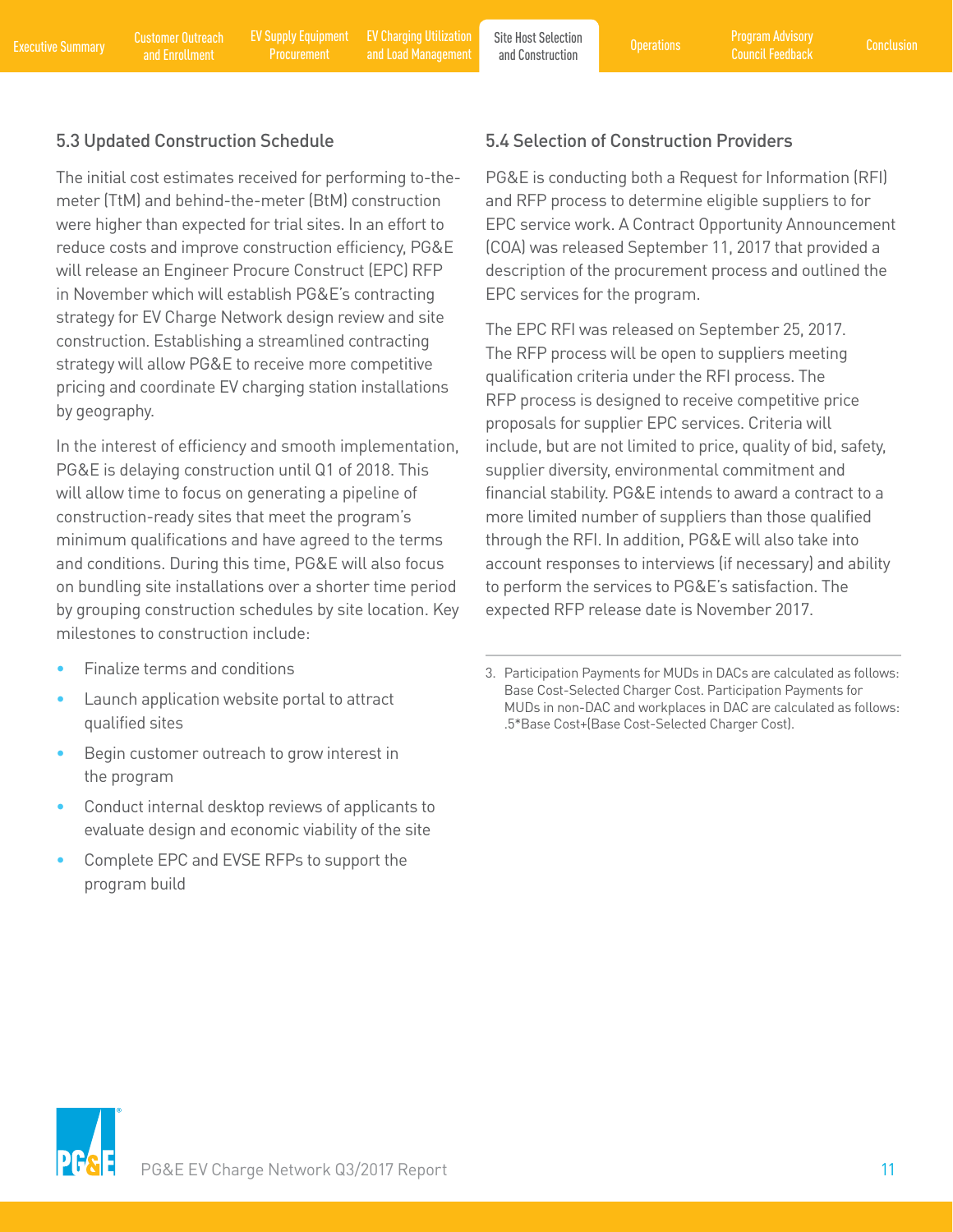## 5.3 Updated Construction Schedule

The initial cost estimates received for performing to-the-meter (TtM) and behind-the-meter (BtM) construction were higher than expected for trial sites. In an effort to reduce costs and improve construction efficiency, PG&E will release an Engineer Procure Construct (EPC) RFP in November which will establish PG&E's contracting strategy for EV Charge Network design review and site construction. Establishing a streamlined contracting strategy will allow PG&E to receive more competitive pricing and coordinate EV charging station installations by geography.

In the interest of efficiency and smooth implementation, PG&E is delaying construction until Q1 of 2018. This will allow time to focus on generating a pipeline of construction-ready sites that meet the program's minimum qualifications and have agreed to the terms and conditions. During this time, PG&E will also focus on bundling site installations over a shorter time period by grouping construction schedules by site location. Key milestones to construction include:

- Finalize terms and conditions
- Launch application website portal to attract qualified sites
- Begin customer outreach to grow interest in the program
- Conduct internal desktop reviews of applicants to evaluate design and economic viability of the site
- Complete EPC and EVSE RFPs to support the program build

## 5.4 Selection of Construction Providers

PG&E is conducting both a Request for Information (RFI) and RFP process to determine eligible suppliers to for EPC service work. A Contract Opportunity Announcement (COA) was released September 11, 2017 that provided a description of the procurement process and outlined the EPC services for the program.

The EPC RFI was released on September 25, 2017. The RFP process will be open to suppliers meeting qualification criteria under the RFI process. The RFP process is designed to receive competitive price proposals for supplier EPC services. Criteria will include, but are not limited to price, quality of bid, safety, supplier diversity, environmental commitment and financial stability. PG&E intends to award a contract to a more limited number of suppliers than those qualified through the RFI. In addition, PG&E will also take into account responses to interviews (if necessary) and ability to perform the services to PG&E's satisfaction. The expected RFP release date is November 2017.

---

3. Participation Payments for MUDs in DACs are calculated as follows: Base Cost-Selected Charger Cost. Participation Payments for MUDs in non-DAC and workplaces in DAC are calculated as follows: .5*Base Cost+(Base Cost-Selected Charger Cost).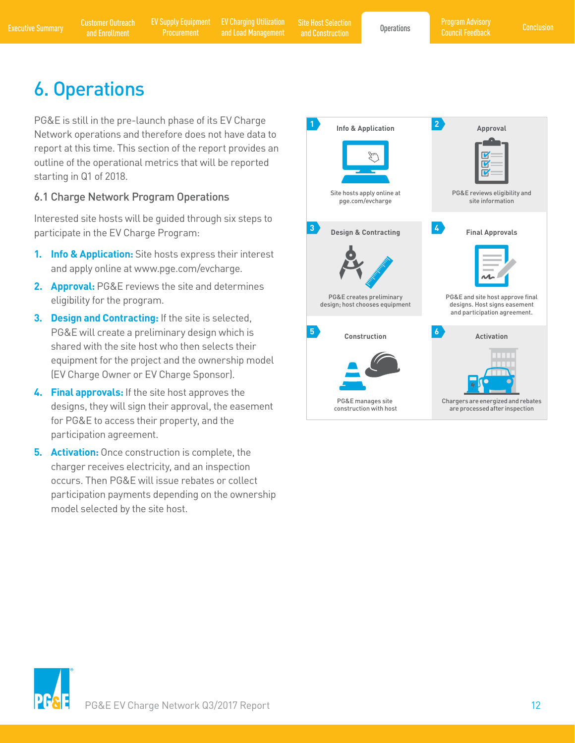# 6. Operations

PG&E is still in the pre-launch phase of its EV Charge Network operations and therefore does not have data to report at this time. This section of the report provides an outline of the operational metrics that will be reported starting in Q1 of 2018.

## 6.1 Charge Network Program Operations

Interested site hosts will be guided through six steps to participate in the EV Charge Program:

1. **Info & Application:** Site hosts express their interest and apply online at www.pge.com/evcharge.
2. **Approval:** PG&E reviews the site and determines eligibility for the program.
3. **Design and Contracting:** If the site is selected, PG&E will create a preliminary design which is shared with the site host who then selects their equipment for the project and the ownership model (EV Charge Owner or EV Charge Sponsor).
4. **Final approvals:** If the site host approves the designs, they will sign their approval, the easement for PG&E to access their property, and the participation agreement.
5. **Activation:** Once construction is complete, the charger receives electricity, and an inspection occurs. Then PG&E will issue rebates or collect participation payments depending on the ownership model selected by the site host.

**1 Info & Application** — Site hosts apply online at pge.com/evcharge

**2 Approval** — PG&E reviews eligibility and site information

**3 Design & Contracting** — PG&E creates preliminary design; host chooses equipment

**4 Final Approvals** — PG&E and site host approve final designs. Host signs easement and participation agreement.

**5 Construction** — PG&E manages site construction with host

**6 Activation** — Chargers are energized and rebates are processed after inspection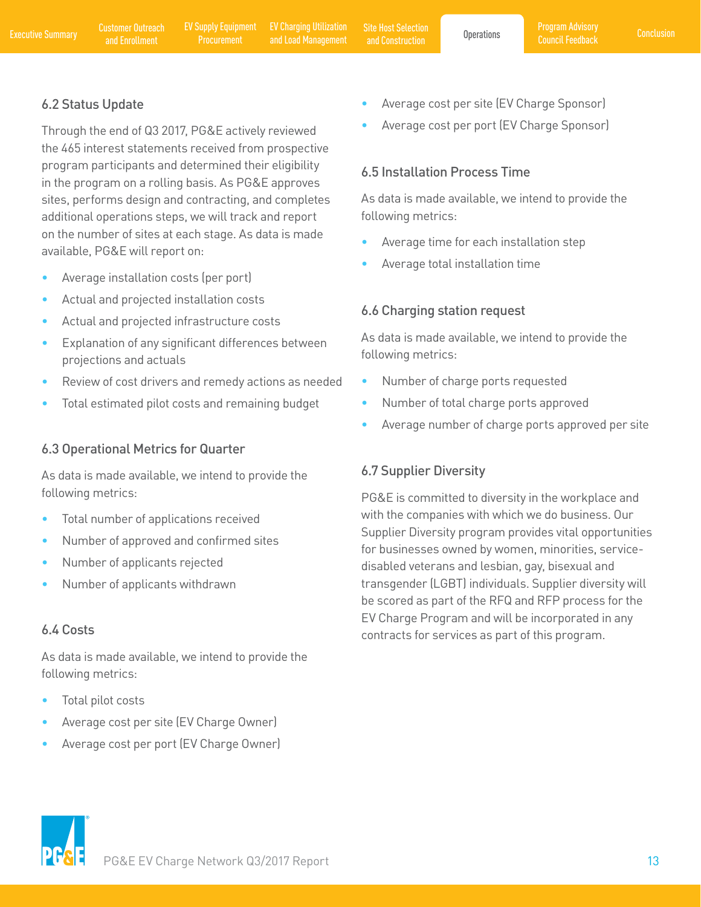### 6.2 Status Update

Through the end of Q3 2017, PG&E actively reviewed the 465 interest statements received from prospective program participants and determined their eligibility in the program on a rolling basis. As PG&E approves sites, performs design and contracting, and completes additional operations steps, we will track and report on the number of sites at each stage. As data is made available, PG&E will report on:

- Average installation costs (per port)
- Actual and projected installation costs
- Actual and projected infrastructure costs
- Explanation of any significant differences between projections and actuals
- Review of cost drivers and remedy actions as needed
- Total estimated pilot costs and remaining budget

### 6.3 Operational Metrics for Quarter

As data is made available, we intend to provide the following metrics:

- Total number of applications received
- Number of approved and confirmed sites
- Number of applicants rejected
- Number of applicants withdrawn

### 6.4 Costs

As data is made available, we intend to provide the following metrics:

- Total pilot costs
- Average cost per site (EV Charge Owner)
- Average cost per port (EV Charge Owner)
- Average cost per site (EV Charge Sponsor)
- Average cost per port (EV Charge Sponsor)

### 6.5 Installation Process Time

As data is made available, we intend to provide the following metrics:

- Average time for each installation step
- Average total installation time

### 6.6 Charging station request

As data is made available, we intend to provide the following metrics:

- Number of charge ports requested
- Number of total charge ports approved
- Average number of charge ports approved per site

### 6.7 Supplier Diversity

PG&E is committed to diversity in the workplace and with the companies with which we do business. Our Supplier Diversity program provides vital opportunities for businesses owned by women, minorities, service-disabled veterans and lesbian, gay, bisexual and transgender (LGBT) individuals. Supplier diversity will be scored as part of the RFQ and RFP process for the EV Charge Program and will be incorporated in any contracts for services as part of this program.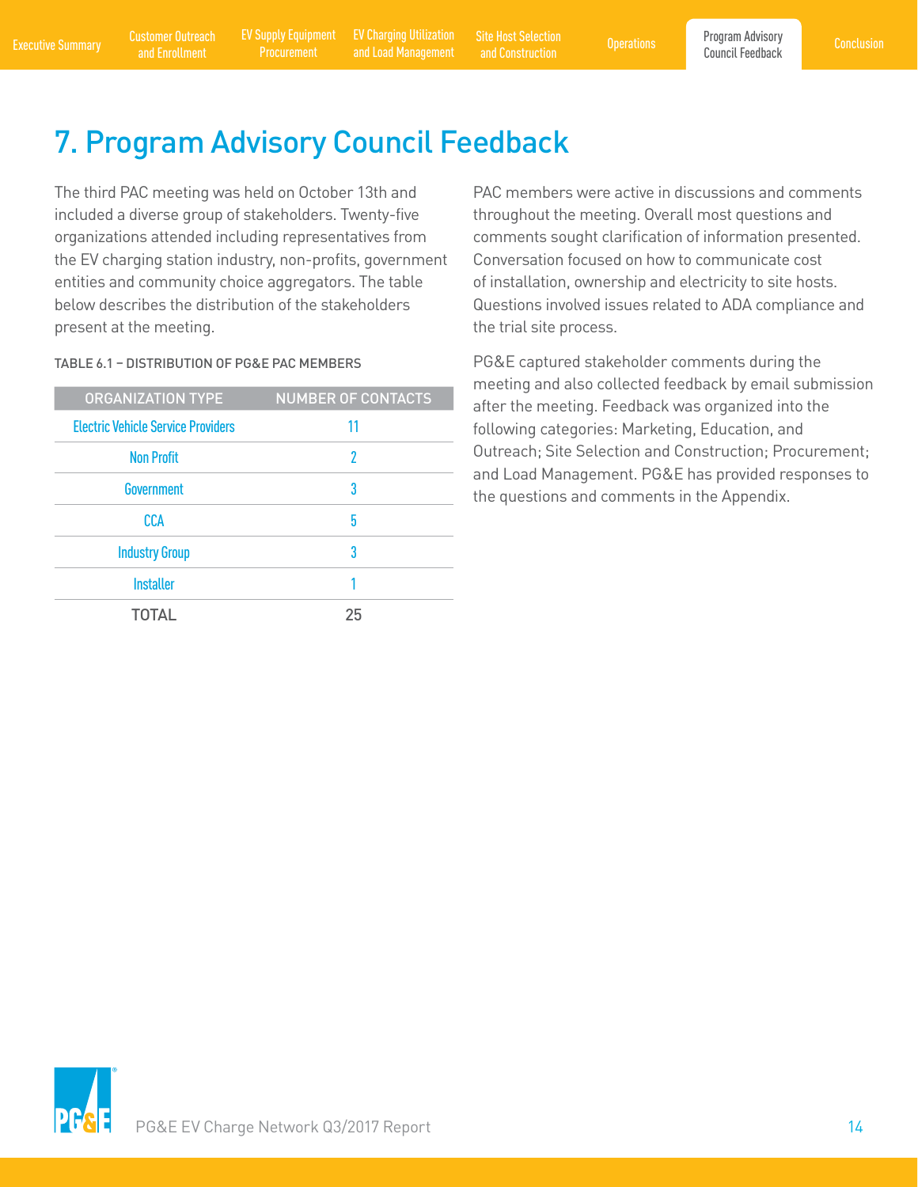# 7. Program Advisory Council Feedback

The third PAC meeting was held on October 13th and included a diverse group of stakeholders. Twenty-five organizations attended including representatives from the EV charging station industry, non-profits, government entities and community choice aggregators. The table below describes the distribution of the stakeholders present at the meeting.

TABLE 6.1 – DISTRIBUTION OF PG&E PAC MEMBERS

| ORGANIZATION TYPE | NUMBER OF CONTACTS |
|---|---|
| Electric Vehicle Service Providers | 11 |
| Non Profit | 2 |
| Government | 3 |
| CCA | 5 |
| Industry Group | 3 |
| Installer | 1 |
| TOTAL | 25 |

PAC members were active in discussions and comments throughout the meeting. Overall most questions and comments sought clarification of information presented. Conversation focused on how to communicate cost of installation, ownership and electricity to site hosts. Questions involved issues related to ADA compliance and the trial site process.

PG&E captured stakeholder comments during the meeting and also collected feedback by email submission after the meeting. Feedback was organized into the following categories: Marketing, Education, and Outreach; Site Selection and Construction; Procurement; and Load Management. PG&E has provided responses to the questions and comments in the Appendix.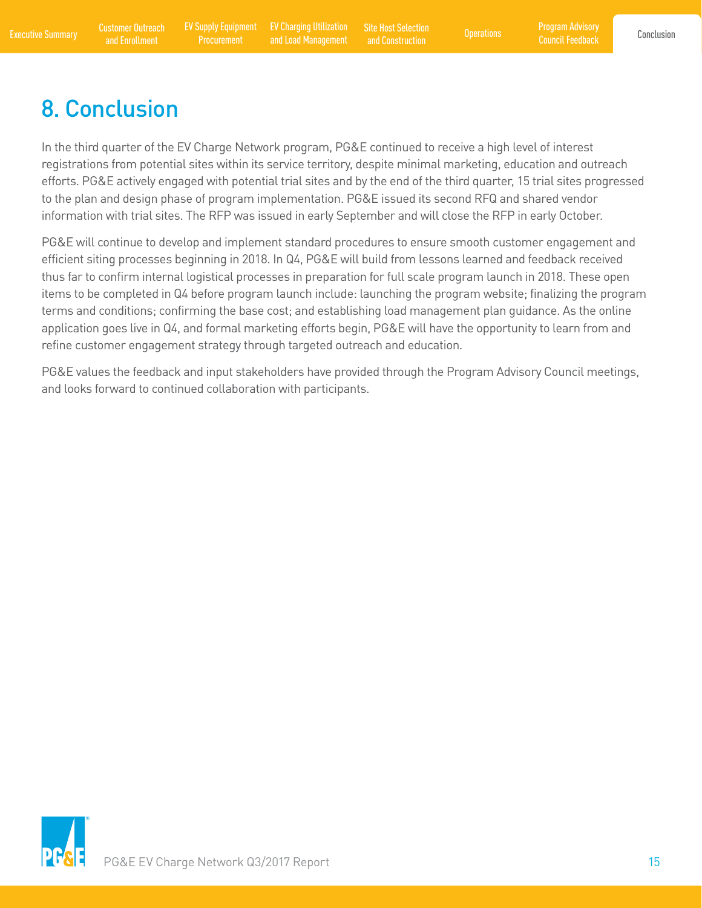# 8. Conclusion

In the third quarter of the EV Charge Network program, PG&E continued to receive a high level of interest registrations from potential sites within its service territory, despite minimal marketing, education and outreach efforts. PG&E actively engaged with potential trial sites and by the end of the third quarter, 15 trial sites progressed to the plan and design phase of program implementation. PG&E issued its second RFQ and shared vendor information with trial sites. The RFP was issued in early September and will close the RFP in early October.

PG&E will continue to develop and implement standard procedures to ensure smooth customer engagement and efficient siting processes beginning in 2018. In Q4, PG&E will build from lessons learned and feedback received thus far to confirm internal logistical processes in preparation for full scale program launch in 2018. These open items to be completed in Q4 before program launch include: launching the program website; finalizing the program terms and conditions; confirming the base cost; and establishing load management plan guidance. As the online application goes live in Q4, and formal marketing efforts begin, PG&E will have the opportunity to learn from and refine customer engagement strategy through targeted outreach and education.

PG&E values the feedback and input stakeholders have provided through the Program Advisory Council meetings, and looks forward to continued collaboration with participants.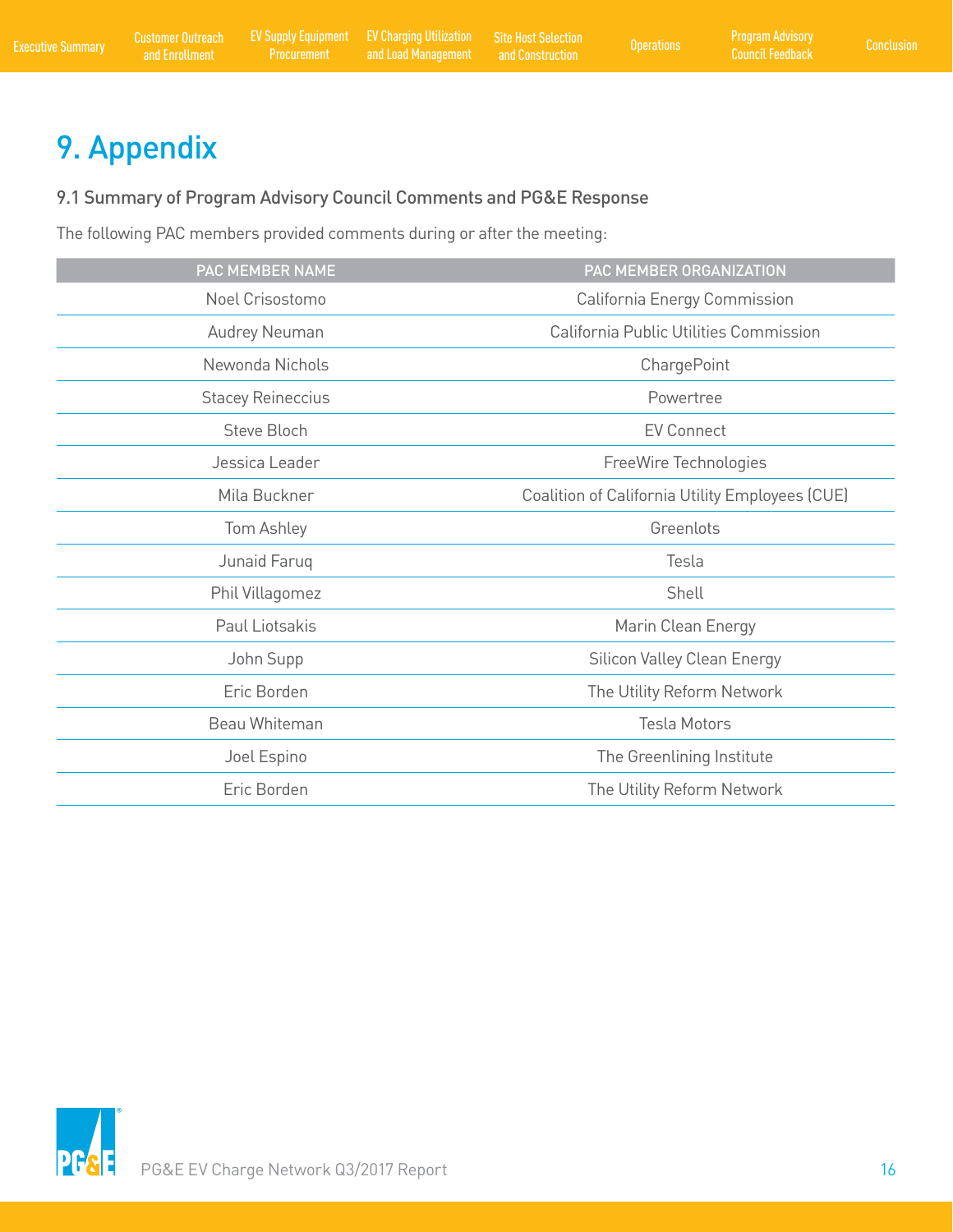# 9. Appendix

## 9.1 Summary of Program Advisory Council Comments and PG&E Response

The following PAC members provided comments during or after the meeting:

| PAC MEMBER NAME | PAC MEMBER ORGANIZATION |
| --- | --- |
| Noel Crisostomo | California Energy Commission |
| Audrey Neuman | California Public Utilities Commission |
| Newonda Nichols | ChargePoint |
| Stacey Reineccius | Powertree |
| Steve Bloch | EV Connect |
| Jessica Leader | FreeWire Technologies |
| Mila Buckner | Coalition of California Utility Employees (CUE) |
| Tom Ashley | Greenlots |
| Junaid Faruq | Tesla |
| Phil Villagomez | Shell |
| Paul Liotsakis | Marin Clean Energy |
| John Supp | Silicon Valley Clean Energy |
| Eric Borden | The Utility Reform Network |
| Beau Whiteman | Tesla Motors |
| Joel Espino | The Greenlining Institute |
| Eric Borden | The Utility Reform Network |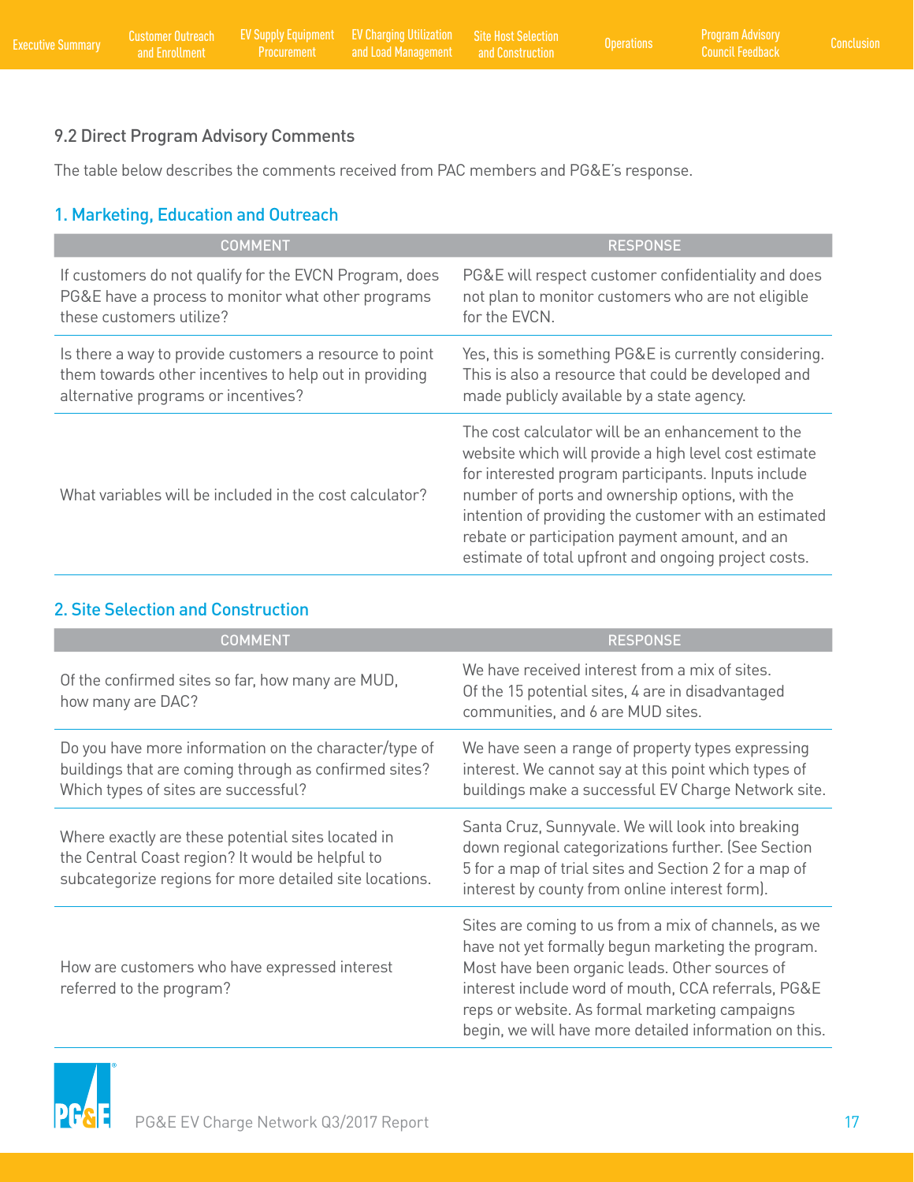## 9.2 Direct Program Advisory Comments

The table below describes the comments received from PAC members and PG&E's response.

### 1. Marketing, Education and Outreach

| COMMENT | RESPONSE |
|---|---|
| If customers do not qualify for the EVCN Program, does PG&E have a process to monitor what other programs these customers utilize? | PG&E will respect customer confidentiality and does not plan to monitor customers who are not eligible for the EVCN. |
| Is there a way to provide customers a resource to point them towards other incentives to help out in providing alternative programs or incentives? | Yes, this is something PG&E is currently considering. This is also a resource that could be developed and made publicly available by a state agency. |
| What variables will be included in the cost calculator? | The cost calculator will be an enhancement to the website which will provide a high level cost estimate for interested program participants. Inputs include number of ports and ownership options, with the intention of providing the customer with an estimated rebate or participation payment amount, and an estimate of total upfront and ongoing project costs. |

### 2. Site Selection and Construction

| COMMENT | RESPONSE |
|---|---|
| Of the confirmed sites so far, how many are MUD, how many are DAC? | We have received interest from a mix of sites. Of the 15 potential sites, 4 are in disadvantaged communities, and 6 are MUD sites. |
| Do you have more information on the character/type of buildings that are coming through as confirmed sites? Which types of sites are successful? | We have seen a range of property types expressing interest. We cannot say at this point which types of buildings make a successful EV Charge Network site. |
| Where exactly are these potential sites located in the Central Coast region? It would be helpful to subcategorize regions for more detailed site locations. | Santa Cruz, Sunnyvale. We will look into breaking down regional categorizations further. (See Section 5 for a map of trial sites and Section 2 for a map of interest by county from online interest form). |
| How are customers who have expressed interest referred to the program? | Sites are coming to us from a mix of channels, as we have not yet formally begun marketing the program. Most have been organic leads. Other sources of interest include word of mouth, CCA referrals, PG&E reps or website. As formal marketing campaigns begin, we will have more detailed information on this. |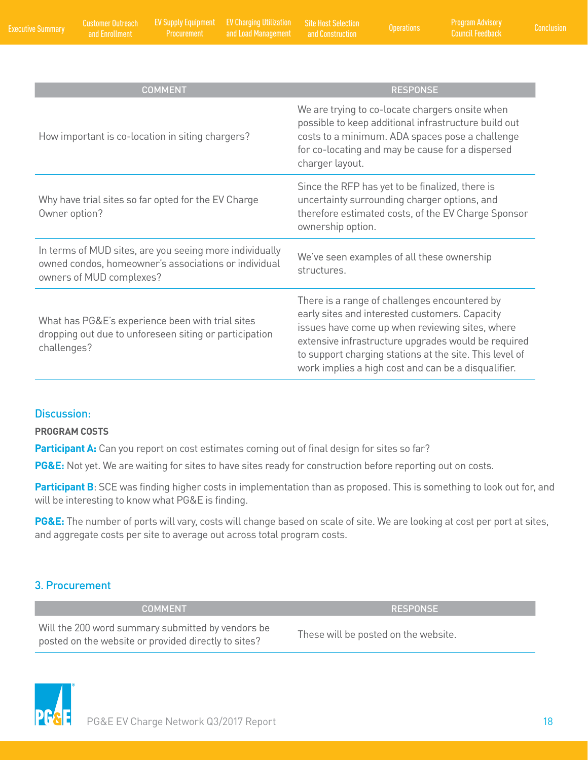| COMMENT | RESPONSE |
|---|---|
| How important is co-location in siting chargers? | We are trying to co-locate chargers onsite when possible to keep additional infrastructure build out costs to a minimum. ADA spaces pose a challenge for co-locating and may be cause for a dispersed charger layout. |
| Why have trial sites so far opted for the EV Charge Owner option? | Since the RFP has yet to be finalized, there is uncertainty surrounding charger options, and therefore estimated costs, of the EV Charge Sponsor ownership option. |
| In terms of MUD sites, are you seeing more individually owned condos, homeowner's associations or individual owners of MUD complexes? | We've seen examples of all these ownership structures. |
| What has PG&E's experience been with trial sites dropping out due to unforeseen siting or participation challenges? | There is a range of challenges encountered by early sites and interested customers. Capacity issues have come up when reviewing sites, where extensive infrastructure upgrades would be required to support charging stations at the site. This level of work implies a high cost and can be a disqualifier. |

### Discussion:

**PROGRAM COSTS**

**Participant A:** Can you report on cost estimates coming out of final design for sites so far?

**PG&E:** Not yet. We are waiting for sites to have sites ready for construction before reporting out on costs.

**Participant B**: SCE was finding higher costs in implementation than as proposed. This is something to look out for, and will be interesting to know what PG&E is finding.

**PG&E:** The number of ports will vary, costs will change based on scale of site. We are looking at cost per port at sites, and aggregate costs per site to average out across total program costs.

## 3. Procurement

| COMMENT | RESPONSE |
|---|---|
| Will the 200 word summary submitted by vendors be posted on the website or provided directly to sites? | These will be posted on the website. |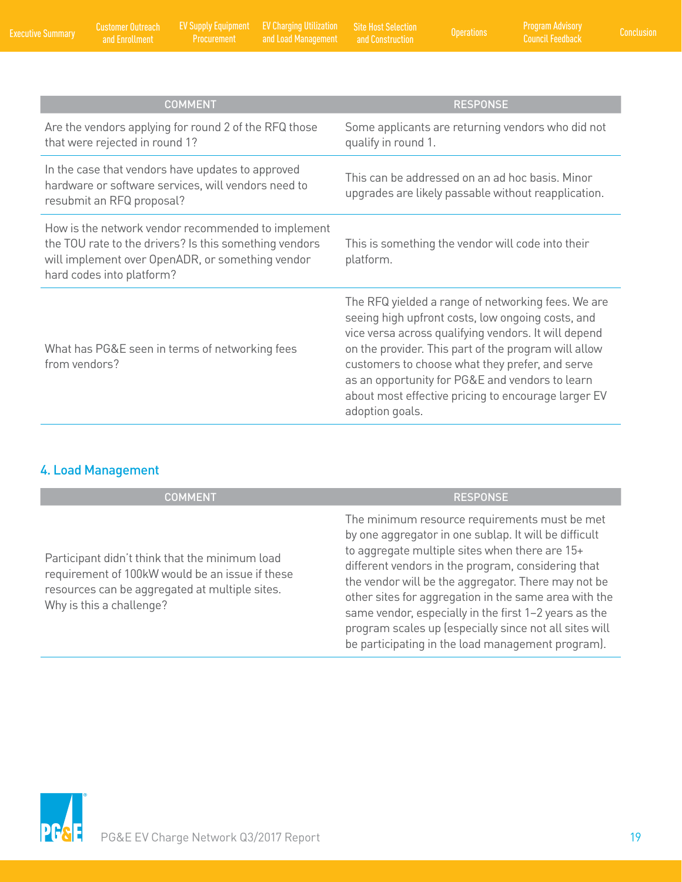| COMMENT | RESPONSE |
|---|---|
| Are the vendors applying for round 2 of the RFQ those that were rejected in round 1? | Some applicants are returning vendors who did not qualify in round 1. |
| In the case that vendors have updates to approved hardware or software services, will vendors need to resubmit an RFQ proposal? | This can be addressed on an ad hoc basis. Minor upgrades are likely passable without reapplication. |
| How is the network vendor recommended to implement the TOU rate to the drivers? Is this something vendors will implement over OpenADR, or something vendor hard codes into platform? | This is something the vendor will code into their platform. |
| What has PG&E seen in terms of networking fees from vendors? | The RFQ yielded a range of networking fees. We are seeing high upfront costs, low ongoing costs, and vice versa across qualifying vendors. It will depend on the provider. This part of the program will allow customers to choose what they prefer, and serve as an opportunity for PG&E and vendors to learn about most effective pricing to encourage larger EV adoption goals. |

## 4. Load Management

| COMMENT | RESPONSE |
|---|---|
| Participant didn't think that the minimum load requirement of 100kW would be an issue if these resources can be aggregated at multiple sites. Why is this a challenge? | The minimum resource requirements must be met by one aggregator in one sublap. It will be difficult to aggregate multiple sites when there are 15+ different vendors in the program, considering that the vendor will be the aggregator. There may not be other sites for aggregation in the same area with the same vendor, especially in the first 1–2 years as the program scales up (especially since not all sites will be participating in the load management program). |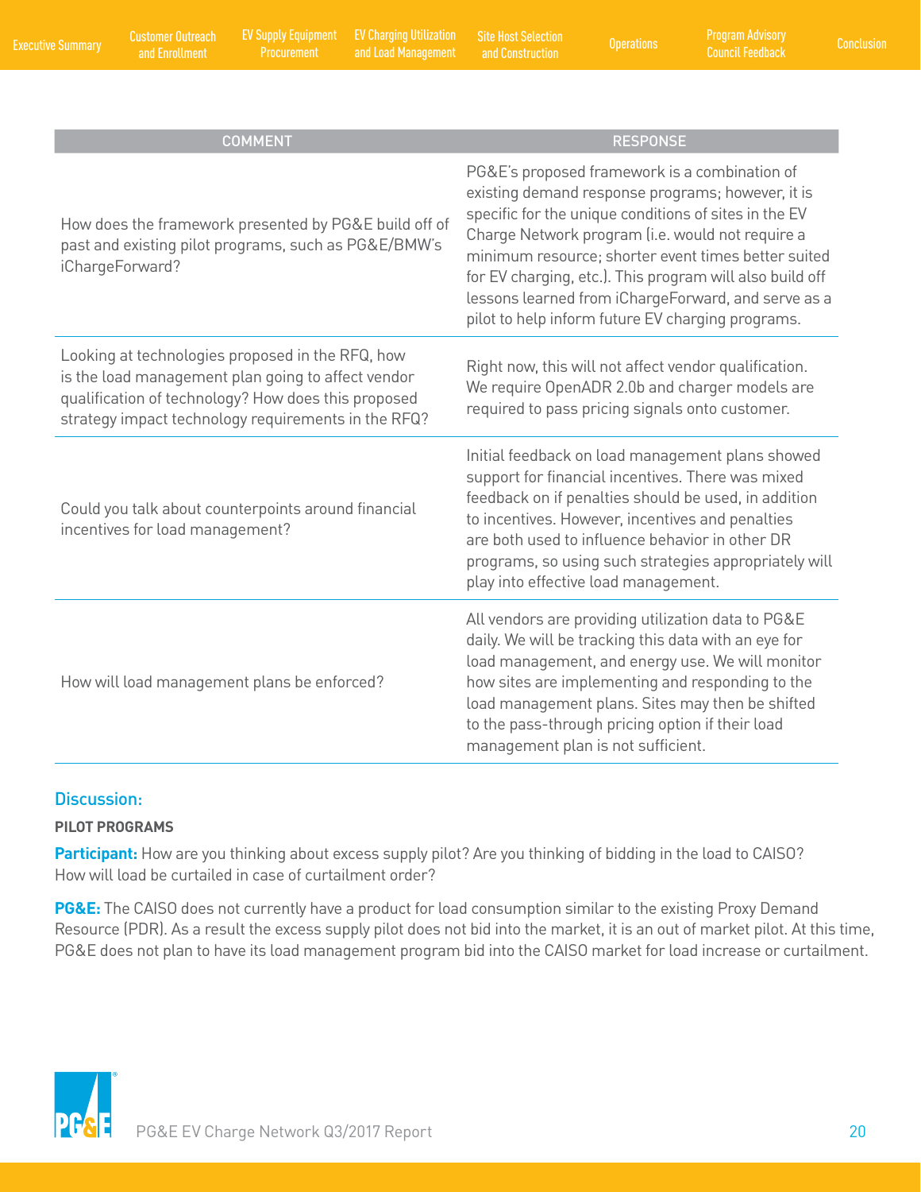| COMMENT | RESPONSE |
|---|---|
| How does the framework presented by PG&E build off of past and existing pilot programs, such as PG&E/BMW's iChargeForward? | PG&E's proposed framework is a combination of existing demand response programs; however, it is specific for the unique conditions of sites in the EV Charge Network program (i.e. would not require a minimum resource; shorter event times better suited for EV charging, etc.). This program will also build off lessons learned from iChargeForward, and serve as a pilot to help inform future EV charging programs. |
| Looking at technologies proposed in the RFQ, how is the load management plan going to affect vendor qualification of technology? How does this proposed strategy impact technology requirements in the RFQ? | Right now, this will not affect vendor qualification. We require OpenADR 2.0b and charger models are required to pass pricing signals onto customer. |
| Could you talk about counterpoints around financial incentives for load management? | Initial feedback on load management plans showed support for financial incentives. There was mixed feedback on if penalties should be used, in addition to incentives. However, incentives and penalties are both used to influence behavior in other DR programs, so using such strategies appropriately will play into effective load management. |
| How will load management plans be enforced? | All vendors are providing utilization data to PG&E daily. We will be tracking this data with an eye for load management, and energy use. We will monitor how sites are implementing and responding to the load management plans. Sites may then be shifted to the pass-through pricing option if their load management plan is not sufficient. |

## Discussion:

**PILOT PROGRAMS**

**Participant:** How are you thinking about excess supply pilot? Are you thinking of bidding in the load to CAISO? How will load be curtailed in case of curtailment order?

**PG&E:** The CAISO does not currently have a product for load consumption similar to the existing Proxy Demand Resource (PDR). As a result the excess supply pilot does not bid into the market, it is an out of market pilot. At this time, PG&E does not plan to have its load management program bid into the CAISO market for load increase or curtailment.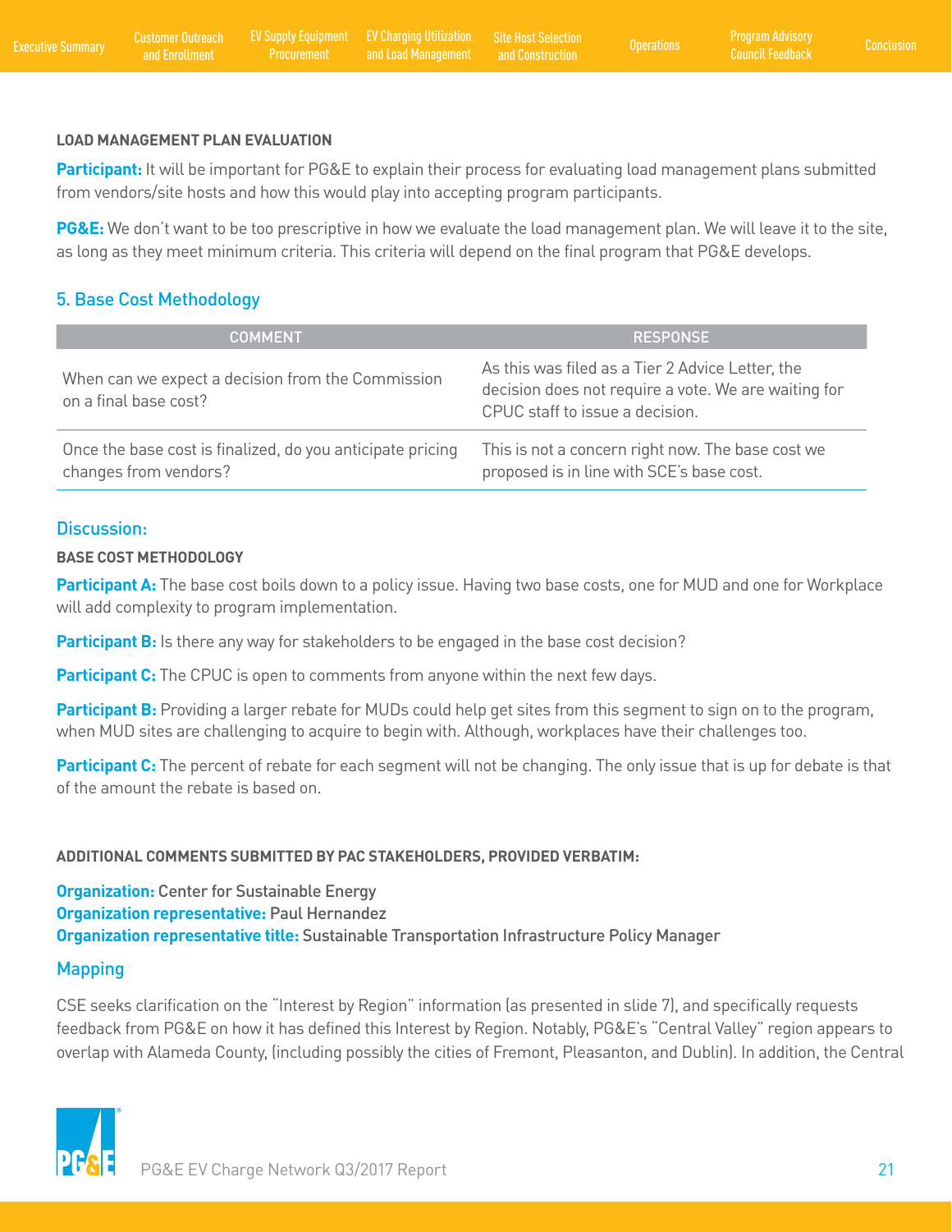**LOAD MANAGEMENT PLAN EVALUATION**

**Participant:** It will be important for PG&E to explain their process for evaluating load management plans submitted from vendors/site hosts and how this would play into accepting program participants.

**PG&E:** We don't want to be too prescriptive in how we evaluate the load management plan. We will leave it to the site, as long as they meet minimum criteria. This criteria will depend on the final program that PG&E develops.

## 5. Base Cost Methodology

| COMMENT | RESPONSE |
| --- | --- |
| When can we expect a decision from the Commission on a final base cost? | As this was filed as a Tier 2 Advice Letter, the decision does not require a vote. We are waiting for CPUC staff to issue a decision. |
| Once the base cost is finalized, do you anticipate pricing changes from vendors? | This is not a concern right now. The base cost we proposed is in line with SCE's base cost. |

## Discussion:

**BASE COST METHODOLOGY**

**Participant A:** The base cost boils down to a policy issue. Having two base costs, one for MUD and one for Workplace will add complexity to program implementation.

**Participant B:** Is there any way for stakeholders to be engaged in the base cost decision?

**Participant C:** The CPUC is open to comments from anyone within the next few days.

**Participant B:** Providing a larger rebate for MUDs could help get sites from this segment to sign on to the program, when MUD sites are challenging to acquire to begin with. Although, workplaces have their challenges too.

**Participant C:** The percent of rebate for each segment will not be changing. The only issue that is up for debate is that of the amount the rebate is based on.

**ADDITIONAL COMMENTS SUBMITTED BY PAC STAKEHOLDERS, PROVIDED VERBATIM:**

**Organization:** Center for Sustainable Energy
**Organization representative:** Paul Hernandez
**Organization representative title:** Sustainable Transportation Infrastructure Policy Manager

## Mapping

CSE seeks clarification on the "Interest by Region" information (as presented in slide 7), and specifically requests feedback from PG&E on how it has defined this Interest by Region. Notably, PG&E's "Central Valley" region appears to overlap with Alameda County, (including possibly the cities of Fremont, Pleasanton, and Dublin). In addition, the Central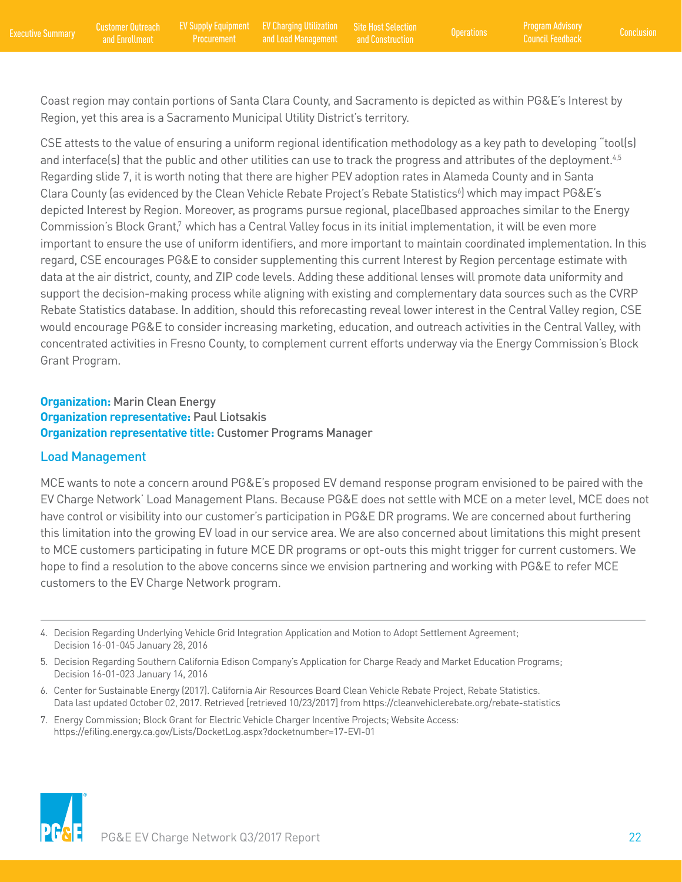Coast region may contain portions of Santa Clara County, and Sacramento is depicted as within PG&E's Interest by Region, yet this area is a Sacramento Municipal Utility District's territory.

CSE attests to the value of ensuring a uniform regional identification methodology as a key path to developing "tool(s) and interface(s) that the public and other utilities can use to track the progress and attributes of the deployment.[4,5] Regarding slide 7, it is worth noting that there are higher PEV adoption rates in Alameda County and in Santa Clara County (as evidenced by the Clean Vehicle Rebate Project's Rebate Statistics[6]) which may impact PG&E's depicted Interest by Region. Moreover, as programs pursue regional, place‑based approaches similar to the Energy Commission's Block Grant,[7] which has a Central Valley focus in its initial implementation, it will be even more important to ensure the use of uniform identifiers, and more important to maintain coordinated implementation. In this regard, CSE encourages PG&E to consider supplementing this current Interest by Region percentage estimate with data at the air district, county, and ZIP code levels. Adding these additional lenses will promote data uniformity and support the decision-making process while aligning with existing and complementary data sources such as the CVRP Rebate Statistics database. In addition, should this reforecasting reveal lower interest in the Central Valley region, CSE would encourage PG&E to consider increasing marketing, education, and outreach activities in the Central Valley, with concentrated activities in Fresno County, to complement current efforts underway via the Energy Commission's Block Grant Program.

**Organization:** Marin Clean Energy
**Organization representative:** Paul Liotsakis
**Organization representative title:** Customer Programs Manager

### Load Management

MCE wants to note a concern around PG&E's proposed EV demand response program envisioned to be paired with the EV Charge Network' Load Management Plans. Because PG&E does not settle with MCE on a meter level, MCE does not have control or visibility into our customer's participation in PG&E DR programs. We are concerned about furthering this limitation into the growing EV load in our service area. We are also concerned about limitations this might present to MCE customers participating in future MCE DR programs or opt-outs this might trigger for current customers. We hope to find a resolution to the above concerns since we envision partnering and working with PG&E to refer MCE customers to the EV Charge Network program.

---

4. Decision Regarding Underlying Vehicle Grid Integration Application and Motion to Adopt Settlement Agreement; Decision 16-01-045 January 28, 2016
5. Decision Regarding Southern California Edison Company's Application for Charge Ready and Market Education Programs; Decision 16-01-023 January 14, 2016
6. Center for Sustainable Energy (2017). California Air Resources Board Clean Vehicle Rebate Project, Rebate Statistics. Data last updated October 02, 2017. Retrieved [retrieved 10/23/2017] from https://cleanvehiclerebate.org/rebate-statistics
7. Energy Commission; Block Grant for Electric Vehicle Charger Incentive Projects; Website Access: https://efiling.energy.ca.gov/Lists/DocketLog.aspx?docketnumber=17-EVI-01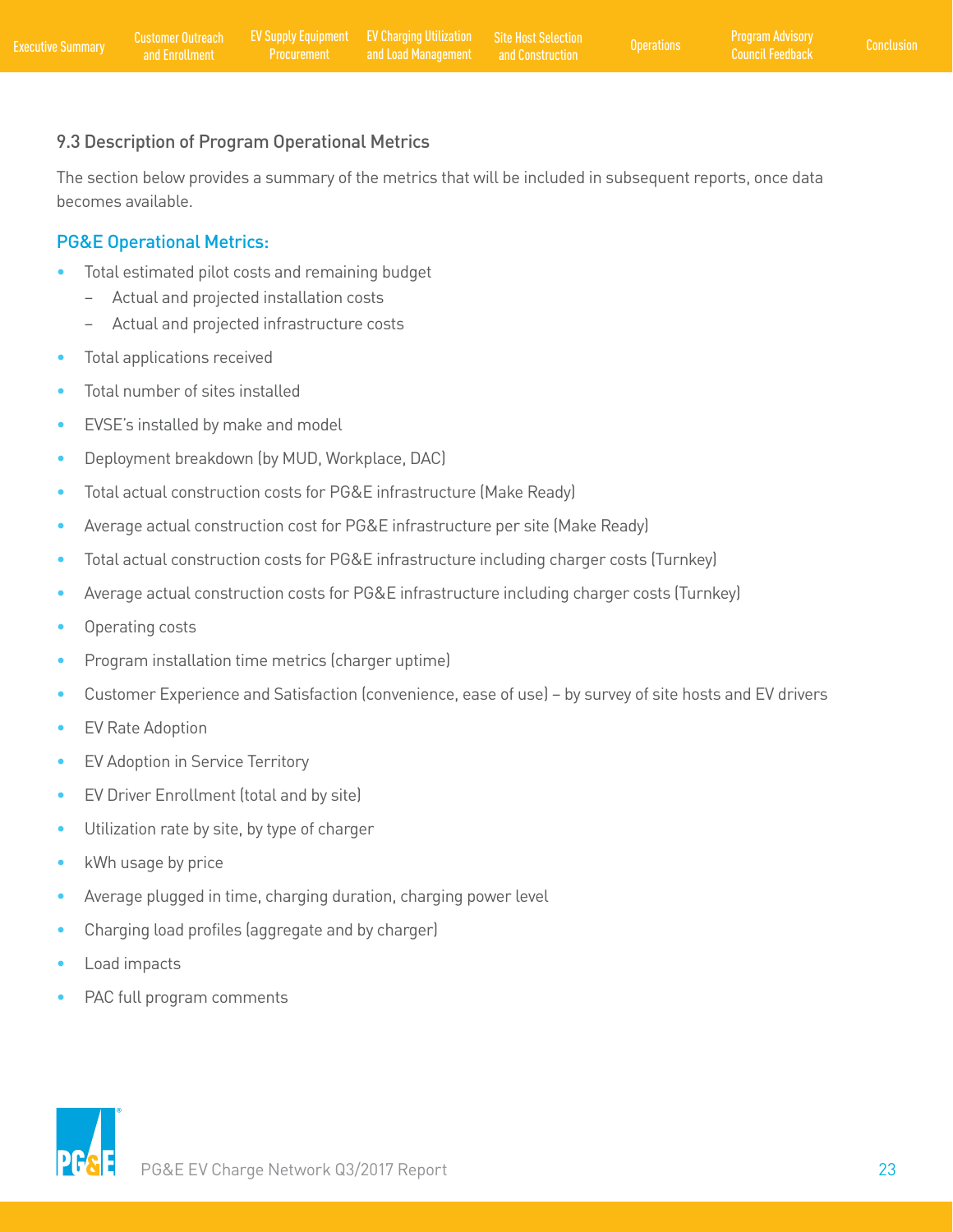### 9.3 Description of Program Operational Metrics

The section below provides a summary of the metrics that will be included in subsequent reports, once data becomes available.

#### PG&E Operational Metrics:

- Total estimated pilot costs and remaining budget
  - Actual and projected installation costs
  - Actual and projected infrastructure costs
- Total applications received
- Total number of sites installed
- EVSE's installed by make and model
- Deployment breakdown (by MUD, Workplace, DAC)
- Total actual construction costs for PG&E infrastructure (Make Ready)
- Average actual construction cost for PG&E infrastructure per site (Make Ready)
- Total actual construction costs for PG&E infrastructure including charger costs (Turnkey)
- Average actual construction costs for PG&E infrastructure including charger costs (Turnkey)
- Operating costs
- Program installation time metrics (charger uptime)
- Customer Experience and Satisfaction (convenience, ease of use) – by survey of site hosts and EV drivers
- EV Rate Adoption
- EV Adoption in Service Territory
- EV Driver Enrollment (total and by site)
- Utilization rate by site, by type of charger
- kWh usage by price
- Average plugged in time, charging duration, charging power level
- Charging load profiles (aggregate and by charger)
- Load impacts
- PAC full program comments